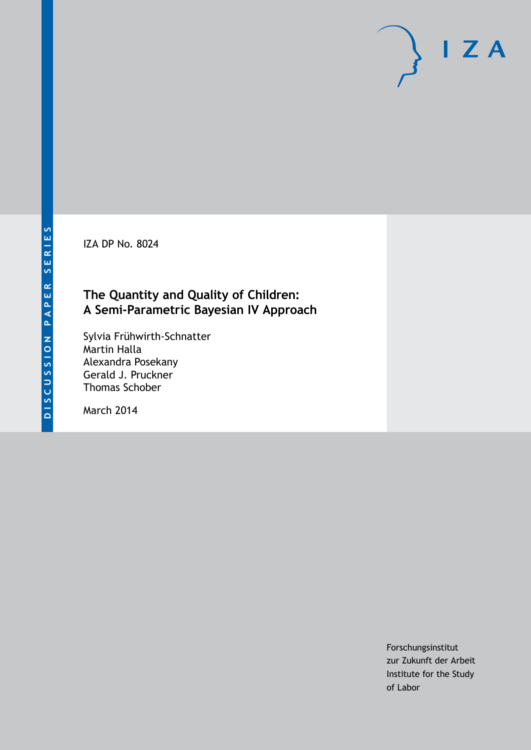DISCUSSION PAPER SERIES

IZA DP No. 8024

# The Quantity and Quality of Children: A Semi-Parametric Bayesian IV Approach

Sylvia Frühwirth-Schnatter
Martin Halla
Alexandra Posekany
Gerald J. Pruckner
Thomas Schober

March 2014

Forschungsinstitut
zur Zukunft der Arbeit
Institute for the Study
of Labor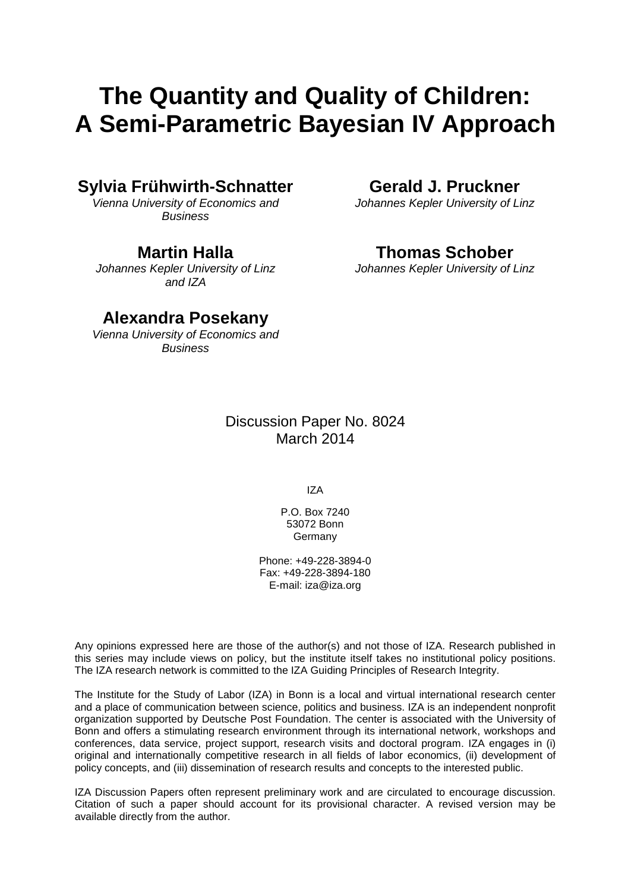# The Quantity and Quality of Children: A Semi-Parametric Bayesian IV Approach

**Sylvia Frühwirth-Schnatter**
*Vienna University of Economics and Business*

**Gerald J. Pruckner**
*Johannes Kepler University of Linz*

**Martin Halla**
*Johannes Kepler University of Linz and IZA*

**Thomas Schober**
*Johannes Kepler University of Linz*

**Alexandra Posekany**
*Vienna University of Economics and Business*

Discussion Paper No. 8024
March 2014

IZA

P.O. Box 7240
53072 Bonn
Germany

Phone: +49-228-3894-0
Fax: +49-228-3894-180
E-mail: iza@iza.org

Any opinions expressed here are those of the author(s) and not those of IZA. Research published in this series may include views on policy, but the institute itself takes no institutional policy positions. The IZA research network is committed to the IZA Guiding Principles of Research Integrity.

The Institute for the Study of Labor (IZA) in Bonn is a local and virtual international research center and a place of communication between science, politics and business. IZA is an independent nonprofit organization supported by Deutsche Post Foundation. The center is associated with the University of Bonn and offers a stimulating research environment through its international network, workshops and conferences, data service, project support, research visits and doctoral program. IZA engages in (i) original and internationally competitive research in all fields of labor economics, (ii) development of policy concepts, and (iii) dissemination of research results and concepts to the interested public.

IZA Discussion Papers often represent preliminary work and are circulated to encourage discussion. Citation of such a paper should account for its provisional character. A revised version may be available directly from the author.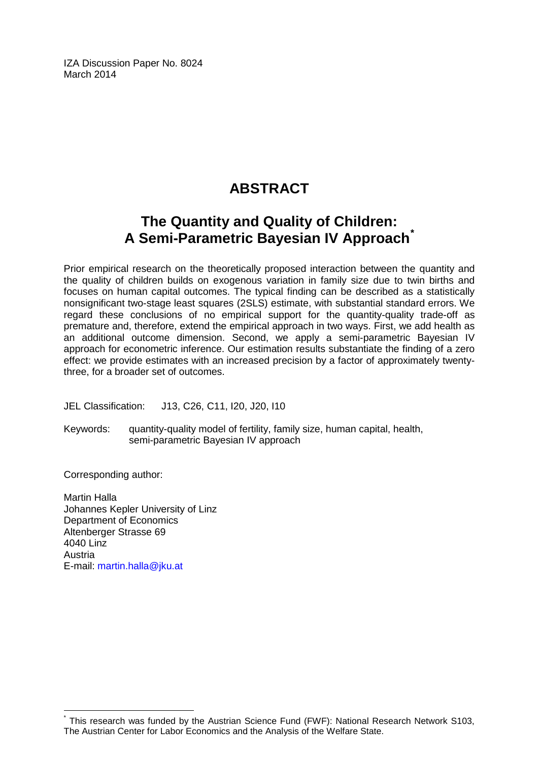IZA Discussion Paper No. 8024
March 2014

## ABSTRACT

## The Quantity and Quality of Children: A Semi-Parametric Bayesian IV Approach*

Prior empirical research on the theoretically proposed interaction between the quantity and the quality of children builds on exogenous variation in family size due to twin births and focuses on human capital outcomes. The typical finding can be described as a statistically nonsignificant two-stage least squares (2SLS) estimate, with substantial standard errors. We regard these conclusions of no empirical support for the quantity-quality trade-off as premature and, therefore, extend the empirical approach in two ways. First, we add health as an additional outcome dimension. Second, we apply a semi-parametric Bayesian IV approach for econometric inference. Our estimation results substantiate the finding of a zero effect: we provide estimates with an increased precision by a factor of approximately twenty-three, for a broader set of outcomes.

JEL Classification: J13, C26, C11, I20, J20, I10

Keywords: quantity-quality model of fertility, family size, human capital, health, semi-parametric Bayesian IV approach

Corresponding author:

Martin Halla
Johannes Kepler University of Linz
Department of Economics
Altenberger Strasse 69
4040 Linz
Austria
E-mail: martin.halla@jku.at

* This research was funded by the Austrian Science Fund (FWF): National Research Network S103, The Austrian Center for Labor Economics and the Analysis of the Welfare State.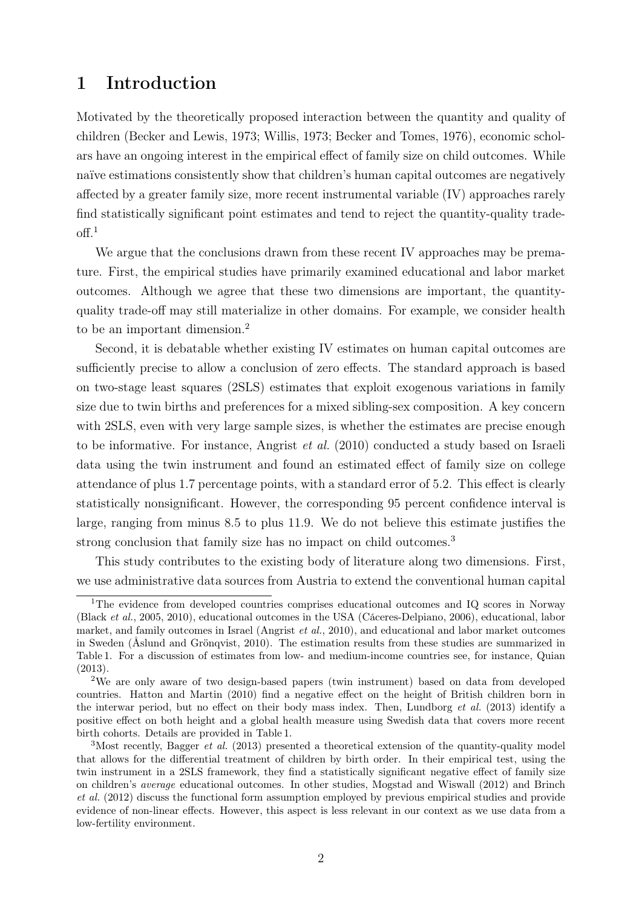// 
# 1 Introduction

Motivated by the theoretically proposed interaction between the quantity and quality of children (Becker and Lewis, 1973; Willis, 1973; Becker and Tomes, 1976), economic scholars have an ongoing interest in the empirical effect of family size on child outcomes. While naïve estimations consistently show that children's human capital outcomes are negatively affected by a greater family size, more recent instrumental variable (IV) approaches rarely find statistically significant point estimates and tend to reject the quantity-quality trade-off.[1]

We argue that the conclusions drawn from these recent IV approaches may be premature. First, the empirical studies have primarily examined educational and labor market outcomes. Although we agree that these two dimensions are important, the quantity-quality trade-off may still materialize in other domains. For example, we consider health to be an important dimension.[2]

Second, it is debatable whether existing IV estimates on human capital outcomes are sufficiently precise to allow a conclusion of zero effects. The standard approach is based on two-stage least squares (2SLS) estimates that exploit exogenous variations in family size due to twin births and preferences for a mixed sibling-sex composition. A key concern with 2SLS, even with very large sample sizes, is whether the estimates are precise enough to be informative. For instance, Angrist *et al.* (2010) conducted a study based on Israeli data using the twin instrument and found an estimated effect of family size on college attendance of plus 1.7 percentage points, with a standard error of 5.2. This effect is clearly statistically nonsignificant. However, the corresponding 95 percent confidence interval is large, ranging from minus 8.5 to plus 11.9. We do not believe this estimate justifies the strong conclusion that family size has no impact on child outcomes.[3]

This study contributes to the existing body of literature along two dimensions. First, we use administrative data sources from Austria to extend the conventional human capital

---

[1] The evidence from developed countries comprises educational outcomes and IQ scores in Norway (Black *et al.*, 2005, 2010), educational outcomes in the USA (Cáceres-Delpiano, 2006), educational, labor market, and family outcomes in Israel (Angrist *et al.*, 2010), and educational and labor market outcomes in Sweden (Åslund and Grönqvist, 2010). The estimation results from these studies are summarized in Table 1. For a discussion of estimates from low- and medium-income countries see, for instance, Quian (2013).

[2] We are only aware of two design-based papers (twin instrument) based on data from developed countries. Hatton and Martin (2010) find a negative effect on the height of British children born in the interwar period, but no effect on their body mass index. Then, Lundborg *et al.* (2013) identify a positive effect on both height and a global health measure using Swedish data that covers more recent birth cohorts. Details are provided in Table 1.

[3] Most recently, Bagger *et al.* (2013) presented a theoretical extension of the quantity-quality model that allows for the differential treatment of children by birth order. In their empirical test, using the twin instrument in a 2SLS framework, they find a statistically significant negative effect of family size on children's *average* educational outcomes. In other studies, Mogstad and Wiswall (2012) and Brinch *et al.* (2012) discuss the functional form assumption employed by previous empirical studies and provide evidence of non-linear effects. However, this aspect is less relevant in our context as we use data from a low-fertility environment.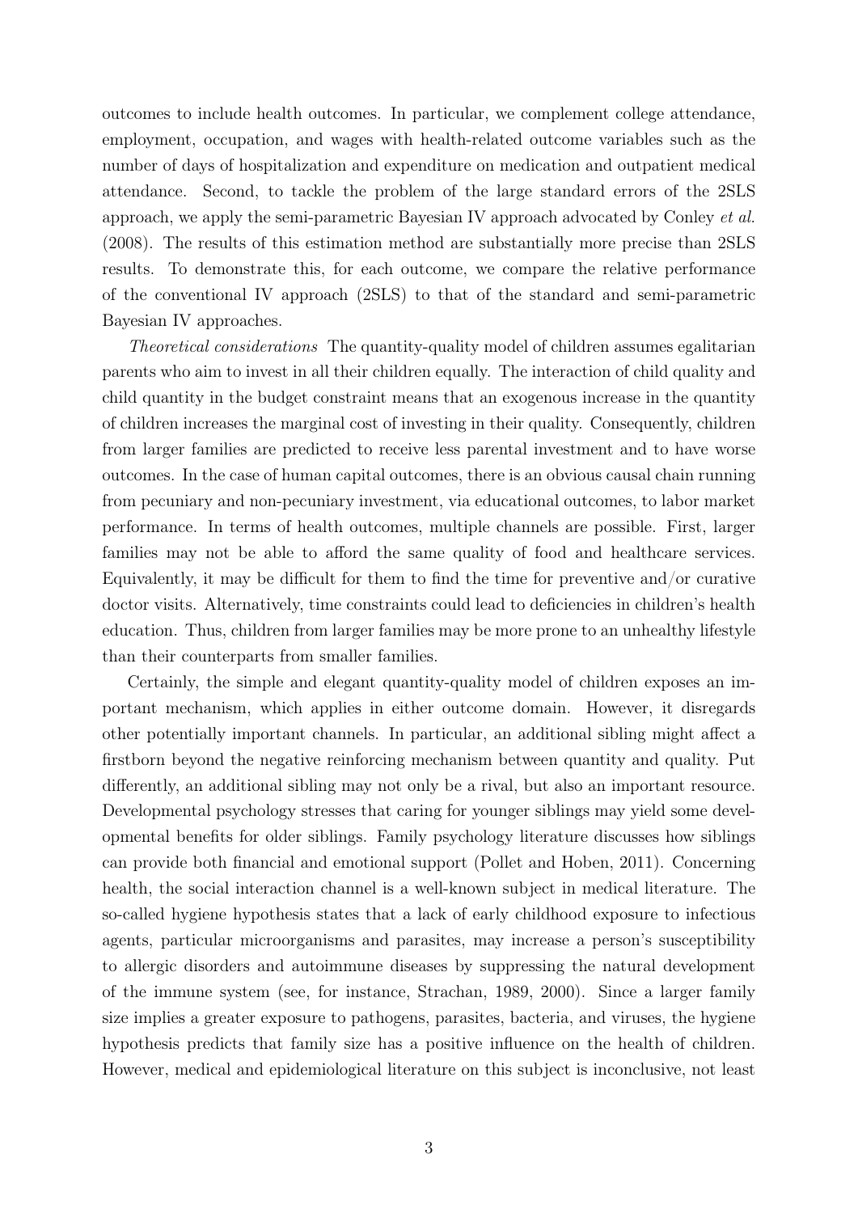outcomes to include health outcomes. In particular, we complement college attendance, employment, occupation, and wages with health-related outcome variables such as the number of days of hospitalization and expenditure on medication and outpatient medical attendance. Second, to tackle the problem of the large standard errors of the 2SLS approach, we apply the semi-parametric Bayesian IV approach advocated by Conley *et al.* (2008). The results of this estimation method are substantially more precise than 2SLS results. To demonstrate this, for each outcome, we compare the relative performance of the conventional IV approach (2SLS) to that of the standard and semi-parametric Bayesian IV approaches.

*Theoretical considerations* The quantity-quality model of children assumes egalitarian parents who aim to invest in all their children equally. The interaction of child quality and child quantity in the budget constraint means that an exogenous increase in the quantity of children increases the marginal cost of investing in their quality. Consequently, children from larger families are predicted to receive less parental investment and to have worse outcomes. In the case of human capital outcomes, there is an obvious causal chain running from pecuniary and non-pecuniary investment, via educational outcomes, to labor market performance. In terms of health outcomes, multiple channels are possible. First, larger families may not be able to afford the same quality of food and healthcare services. Equivalently, it may be difficult for them to find the time for preventive and/or curative doctor visits. Alternatively, time constraints could lead to deficiencies in children's health education. Thus, children from larger families may be more prone to an unhealthy lifestyle than their counterparts from smaller families.

Certainly, the simple and elegant quantity-quality model of children exposes an important mechanism, which applies in either outcome domain. However, it disregards other potentially important channels. In particular, an additional sibling might affect a firstborn beyond the negative reinforcing mechanism between quantity and quality. Put differently, an additional sibling may not only be a rival, but also an important resource. Developmental psychology stresses that caring for younger siblings may yield some developmental benefits for older siblings. Family psychology literature discusses how siblings can provide both financial and emotional support (Pollet and Hoben, 2011). Concerning health, the social interaction channel is a well-known subject in medical literature. The so-called hygiene hypothesis states that a lack of early childhood exposure to infectious agents, particular microorganisms and parasites, may increase a person's susceptibility to allergic disorders and autoimmune diseases by suppressing the natural development of the immune system (see, for instance, Strachan, 1989, 2000). Since a larger family size implies a greater exposure to pathogens, parasites, bacteria, and viruses, the hygiene hypothesis predicts that family size has a positive influence on the health of children. However, medical and epidemiological literature on this subject is inconclusive, not least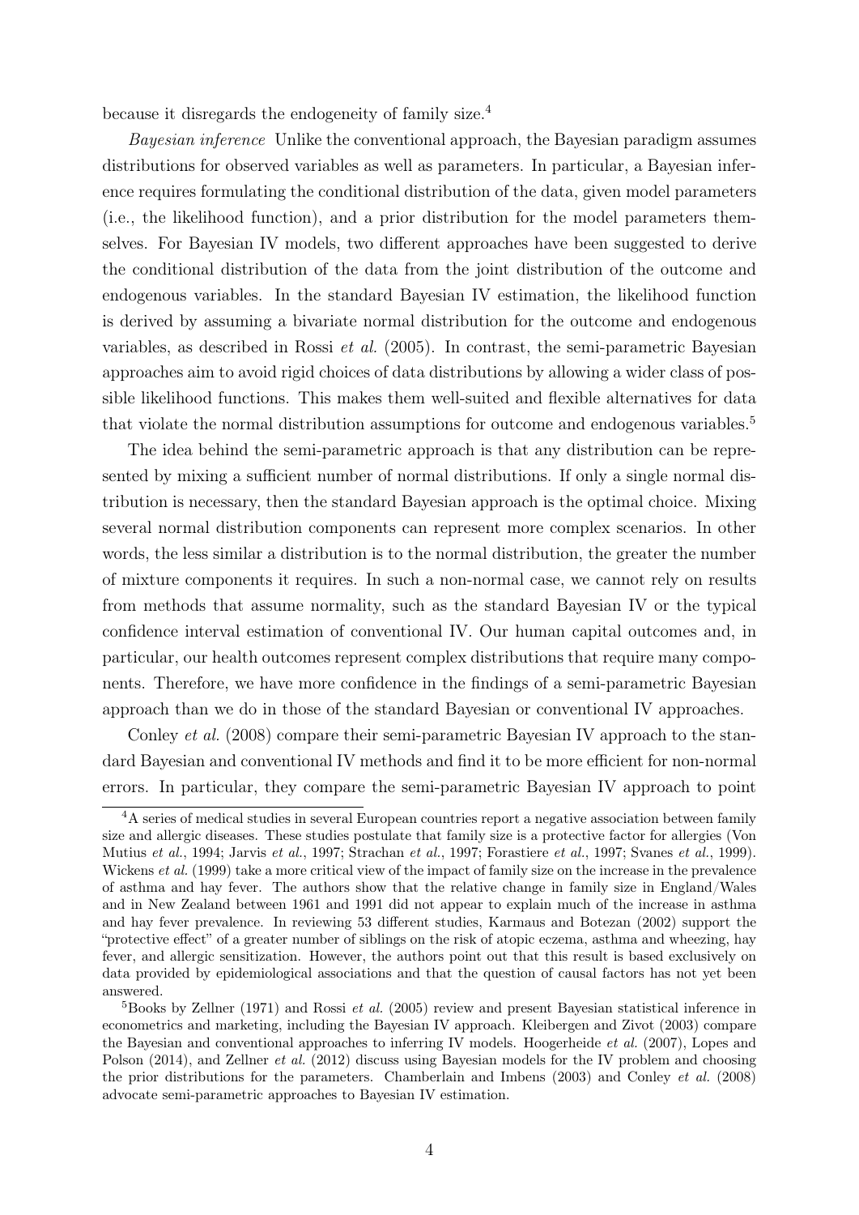because it disregards the endogeneity of family size.[4]

*Bayesian inference* Unlike the conventional approach, the Bayesian paradigm assumes distributions for observed variables as well as parameters. In particular, a Bayesian inference requires formulating the conditional distribution of the data, given model parameters (i.e., the likelihood function), and a prior distribution for the model parameters themselves. For Bayesian IV models, two different approaches have been suggested to derive the conditional distribution of the data from the joint distribution of the outcome and endogenous variables. In the standard Bayesian IV estimation, the likelihood function is derived by assuming a bivariate normal distribution for the outcome and endogenous variables, as described in Rossi *et al.* (2005). In contrast, the semi-parametric Bayesian approaches aim to avoid rigid choices of data distributions by allowing a wider class of possible likelihood functions. This makes them well-suited and flexible alternatives for data that violate the normal distribution assumptions for outcome and endogenous variables.[5]

The idea behind the semi-parametric approach is that any distribution can be represented by mixing a sufficient number of normal distributions. If only a single normal distribution is necessary, then the standard Bayesian approach is the optimal choice. Mixing several normal distribution components can represent more complex scenarios. In other words, the less similar a distribution is to the normal distribution, the greater the number of mixture components it requires. In such a non-normal case, we cannot rely on results from methods that assume normality, such as the standard Bayesian IV or the typical confidence interval estimation of conventional IV. Our human capital outcomes and, in particular, our health outcomes represent complex distributions that require many components. Therefore, we have more confidence in the findings of a semi-parametric Bayesian approach than we do in those of the standard Bayesian or conventional IV approaches.

Conley *et al.* (2008) compare their semi-parametric Bayesian IV approach to the standard Bayesian and conventional IV methods and find it to be more efficient for non-normal errors. In particular, they compare the semi-parametric Bayesian IV approach to point

[4] A series of medical studies in several European countries report a negative association between family size and allergic diseases. These studies postulate that family size is a protective factor for allergies (Von Mutius *et al.*, 1994; Jarvis *et al.*, 1997; Strachan *et al.*, 1997; Forastiere *et al.*, 1997; Svanes *et al.*, 1999). Wickens *et al.* (1999) take a more critical view of the impact of family size on the increase in the prevalence of asthma and hay fever. The authors show that the relative change in family size in England/Wales and in New Zealand between 1961 and 1991 did not appear to explain much of the increase in asthma and hay fever prevalence. In reviewing 53 different studies, Karmaus and Botezan (2002) support the "protective effect" of a greater number of siblings on the risk of atopic eczema, asthma and wheezing, hay fever, and allergic sensitization. However, the authors point out that this result is based exclusively on data provided by epidemiological associations and that the question of causal factors has not yet been answered.

[5] Books by Zellner (1971) and Rossi *et al.* (2005) review and present Bayesian statistical inference in econometrics and marketing, including the Bayesian IV approach. Kleibergen and Zivot (2003) compare the Bayesian and conventional approaches to inferring IV models. Hoogerheide *et al.* (2007), Lopes and Polson (2014), and Zellner *et al.* (2012) discuss using Bayesian models for the IV problem and choosing the prior distributions for the parameters. Chamberlain and Imbens (2003) and Conley *et al.* (2008) advocate semi-parametric approaches to Bayesian IV estimation.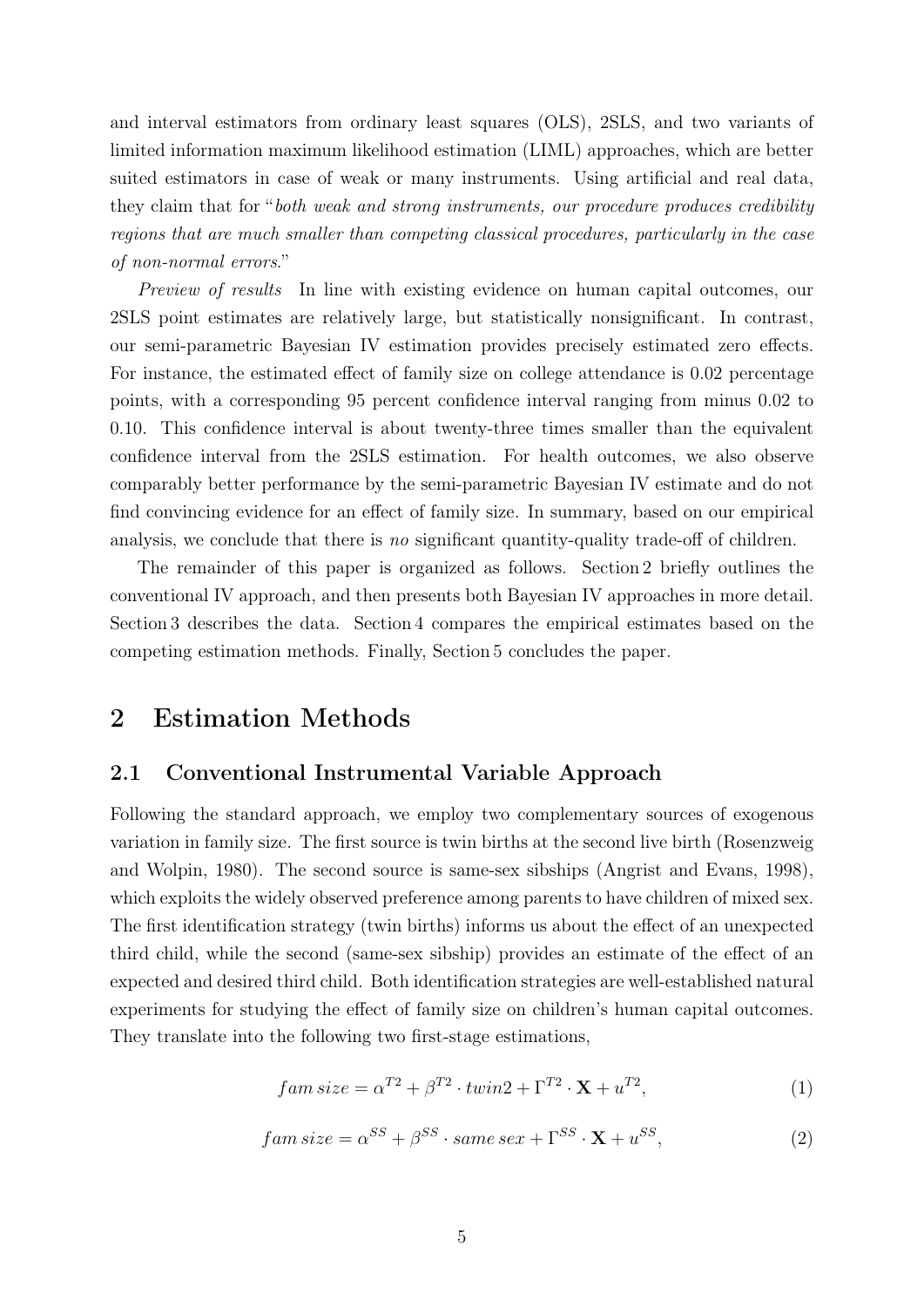and interval estimators from ordinary least squares (OLS), 2SLS, and two variants of limited information maximum likelihood estimation (LIML) approaches, which are better suited estimators in case of weak or many instruments. Using artificial and real data, they claim that for "*both weak and strong instruments, our procedure produces credibility regions that are much smaller than competing classical procedures, particularly in the case of non-normal errors*."

*Preview of results* In line with existing evidence on human capital outcomes, our 2SLS point estimates are relatively large, but statistically nonsignificant. In contrast, our semi-parametric Bayesian IV estimation provides precisely estimated zero effects. For instance, the estimated effect of family size on college attendance is 0.02 percentage points, with a corresponding 95 percent confidence interval ranging from minus 0.02 to 0.10. This confidence interval is about twenty-three times smaller than the equivalent confidence interval from the 2SLS estimation. For health outcomes, we also observe comparably better performance by the semi-parametric Bayesian IV estimate and do not find convincing evidence for an effect of family size. In summary, based on our empirical analysis, we conclude that there is *no* significant quantity-quality trade-off of children.

The remainder of this paper is organized as follows. Section 2 briefly outlines the conventional IV approach, and then presents both Bayesian IV approaches in more detail. Section 3 describes the data. Section 4 compares the empirical estimates based on the competing estimation methods. Finally, Section 5 concludes the paper.

# 2 Estimation Methods

## 2.1 Conventional Instrumental Variable Approach

Following the standard approach, we employ two complementary sources of exogenous variation in family size. The first source is twin births at the second live birth (Rosenzweig and Wolpin, 1980). The second source is same-sex sibships (Angrist and Evans, 1998), which exploits the widely observed preference among parents to have children of mixed sex. The first identification strategy (twin births) informs us about the effect of an unexpected third child, while the second (same-sex sibship) provides an estimate of the effect of an expected and desired third child. Both identification strategies are well-established natural experiments for studying the effect of family size on children's human capital outcomes. They translate into the following two first-stage estimations,

$$fam\,size = \alpha^{T2} + \beta^{T2} \cdot twin2 + \Gamma^{T2} \cdot \mathbf{X} + u^{T2}, \tag{1}$$

$$fam\,size = \alpha^{SS} + \beta^{SS} \cdot same\,sex + \Gamma^{SS} \cdot \mathbf{X} + u^{SS}, \tag{2}$$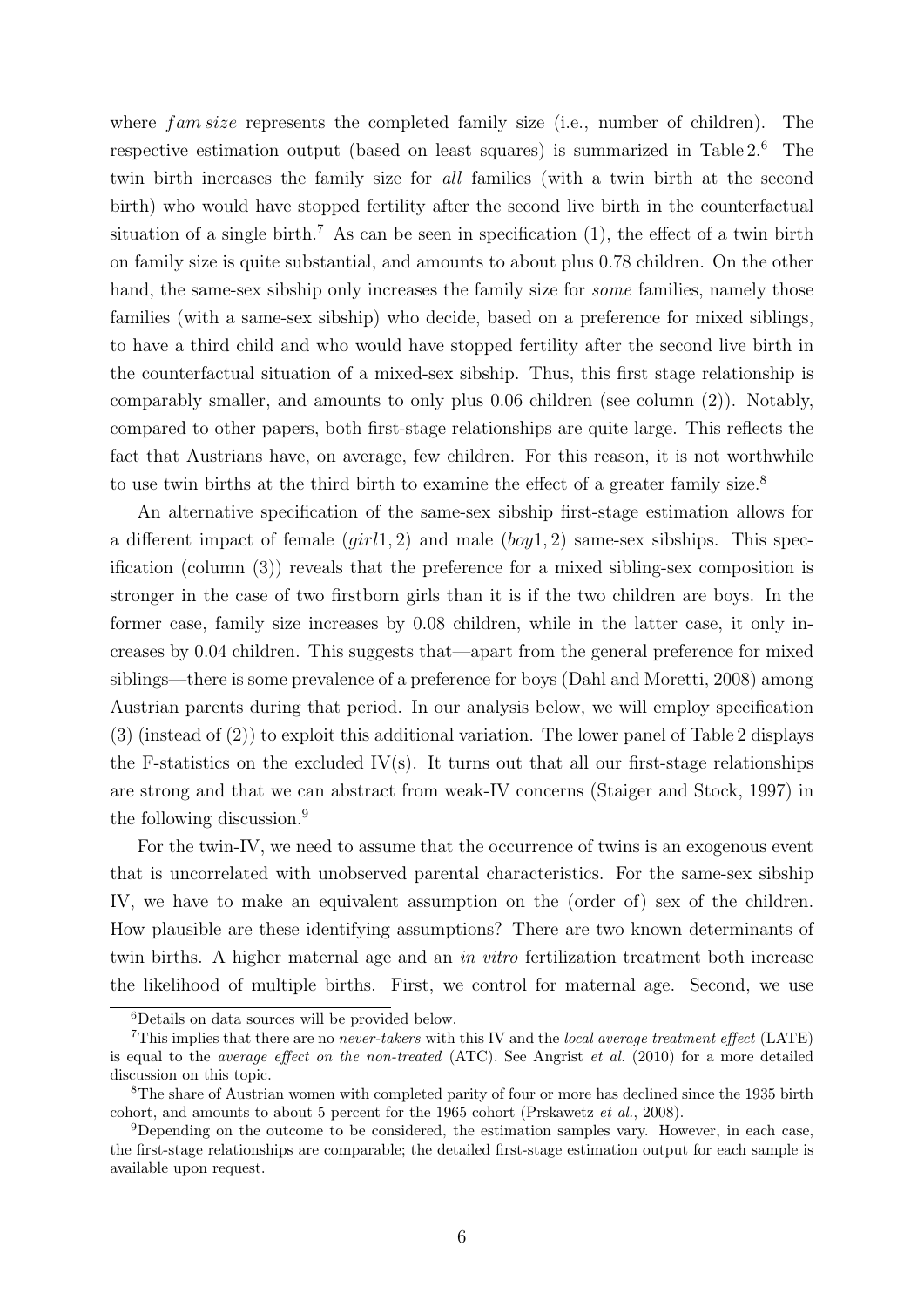where $fam\,size$ represents the completed family size (i.e., number of children). The respective estimation output (based on least squares) is summarized in Table 2.[6] The twin birth increases the family size for *all* families (with a twin birth at the second birth) who would have stopped fertility after the second live birth in the counterfactual situation of a single birth.[7] As can be seen in specification (1), the effect of a twin birth on family size is quite substantial, and amounts to about plus 0.78 children. On the other hand, the same-sex sibship only increases the family size for *some* families, namely those families (with a same-sex sibship) who decide, based on a preference for mixed siblings, to have a third child and who would have stopped fertility after the second live birth in the counterfactual situation of a mixed-sex sibship. Thus, this first stage relationship is comparably smaller, and amounts to only plus 0.06 children (see column (2)). Notably, compared to other papers, both first-stage relationships are quite large. This reflects the fact that Austrians have, on average, few children. For this reason, it is not worthwhile to use twin births at the third birth to examine the effect of a greater family size.[8]

An alternative specification of the same-sex sibship first-stage estimation allows for a different impact of female ($girl1,2$) and male ($boy1,2$) same-sex sibships. This specification (column (3)) reveals that the preference for a mixed sibling-sex composition is stronger in the case of two firstborn girls than it is if the two children are boys. In the former case, family size increases by 0.08 children, while in the latter case, it only increases by 0.04 children. This suggests that—apart from the general preference for mixed siblings—there is some prevalence of a preference for boys (Dahl and Moretti, 2008) among Austrian parents during that period. In our analysis below, we will employ specification (3) (instead of (2)) to exploit this additional variation. The lower panel of Table 2 displays the F-statistics on the excluded IV(s). It turns out that all our first-stage relationships are strong and that we can abstract from weak-IV concerns (Staiger and Stock, 1997) in the following discussion.[9]

For the twin-IV, we need to assume that the occurrence of twins is an exogenous event that is uncorrelated with unobserved parental characteristics. For the same-sex sibship IV, we have to make an equivalent assumption on the (order of) sex of the children. How plausible are these identifying assumptions? There are two known determinants of twin births. A higher maternal age and an *in vitro* fertilization treatment both increase the likelihood of multiple births. First, we control for maternal age. Second, we use

[6] Details on data sources will be provided below.

[7] This implies that there are no *never-takers* with this IV and the *local average treatment effect* (LATE) is equal to the *average effect on the non-treated* (ATC). See Angrist *et al.* (2010) for a more detailed discussion on this topic.

[8] The share of Austrian women with completed parity of four or more has declined since the 1935 birth cohort, and amounts to about 5 percent for the 1965 cohort (Prskawetz *et al.*, 2008).

[9] Depending on the outcome to be considered, the estimation samples vary. However, in each case, the first-stage relationships are comparable; the detailed first-stage estimation output for each sample is available upon request.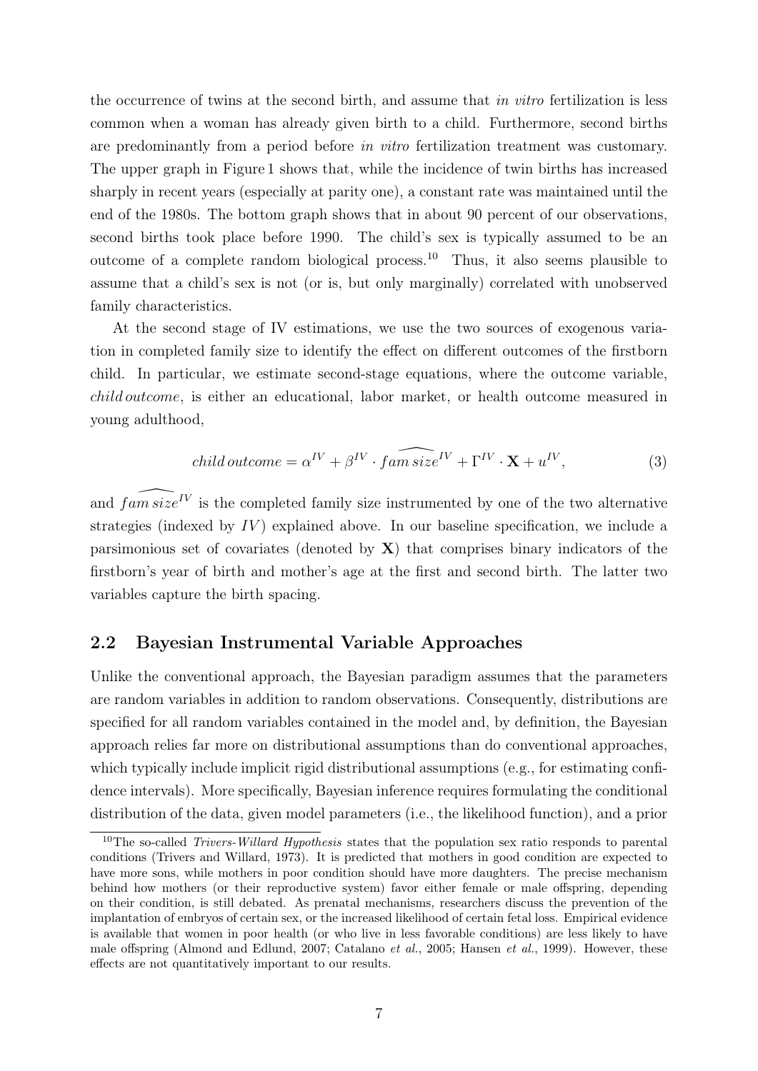the occurrence of twins at the second birth, and assume that *in vitro* fertilization is less common when a woman has already given birth to a child. Furthermore, second births are predominantly from a period before *in vitro* fertilization treatment was customary. The upper graph in Figure 1 shows that, while the incidence of twin births has increased sharply in recent years (especially at parity one), a constant rate was maintained until the end of the 1980s. The bottom graph shows that in about 90 percent of our observations, second births took place before 1990. The child's sex is typically assumed to be an outcome of a complete random biological process.[10] Thus, it also seems plausible to assume that a child's sex is not (or is, but only marginally) correlated with unobserved family characteristics.

At the second stage of IV estimations, we use the two sources of exogenous variation in completed family size to identify the effect on different outcomes of the firstborn child. In particular, we estimate second-stage equations, where the outcome variable, *child outcome*, is either an educational, labor market, or health outcome measured in young adulthood,

$$child\,outcome = \alpha^{IV} + \beta^{IV} \cdot \widehat{fam\,size}^{IV} + \Gamma^{IV} \cdot \mathbf{X} + u^{IV}, \tag{3}$$

and $\widehat{fam\,size}^{IV}$ is the completed family size instrumented by one of the two alternative strategies (indexed by $IV$) explained above. In our baseline specification, we include a parsimonious set of covariates (denoted by $\mathbf{X}$) that comprises binary indicators of the firstborn's year of birth and mother's age at the first and second birth. The latter two variables capture the birth spacing.

## 2.2 Bayesian Instrumental Variable Approaches

Unlike the conventional approach, the Bayesian paradigm assumes that the parameters are random variables in addition to random observations. Consequently, distributions are specified for all random variables contained in the model and, by definition, the Bayesian approach relies far more on distributional assumptions than do conventional approaches, which typically include implicit rigid distributional assumptions (e.g., for estimating confidence intervals). More specifically, Bayesian inference requires formulating the conditional distribution of the data, given model parameters (i.e., the likelihood function), and a prior

[10] The so-called *Trivers-Willard Hypothesis* states that the population sex ratio responds to parental conditions (Trivers and Willard, 1973). It is predicted that mothers in good condition are expected to have more sons, while mothers in poor condition should have more daughters. The precise mechanism behind how mothers (or their reproductive system) favor either female or male offspring, depending on their condition, is still debated. As prenatal mechanisms, researchers discuss the prevention of the implantation of embryos of certain sex, or the increased likelihood of certain fetal loss. Empirical evidence is available that women in poor health (or who live in less favorable conditions) are less likely to have male offspring (Almond and Edlund, 2007; Catalano *et al.*, 2005; Hansen *et al.*, 1999). However, these effects are not quantitatively important to our results.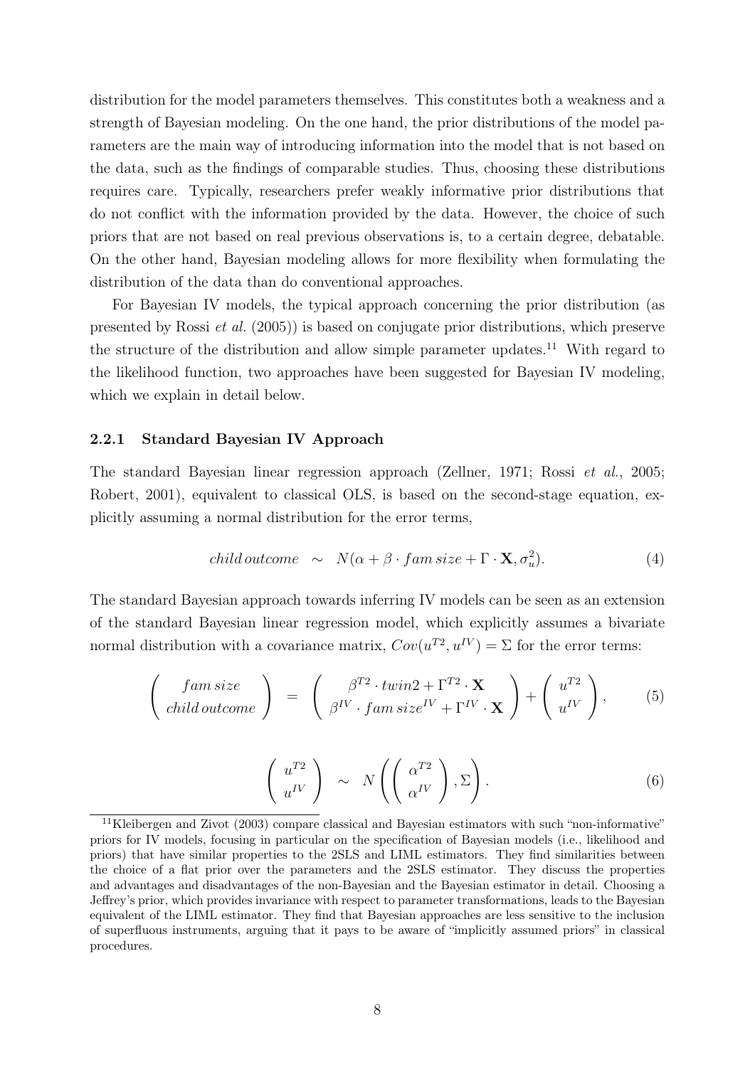distribution for the model parameters themselves. This constitutes both a weakness and a strength of Bayesian modeling. On the one hand, the prior distributions of the model parameters are the main way of introducing information into the model that is not based on the data, such as the findings of comparable studies. Thus, choosing these distributions requires care. Typically, researchers prefer weakly informative prior distributions that do not conflict with the information provided by the data. However, the choice of such priors that are not based on real previous observations is, to a certain degree, debatable. On the other hand, Bayesian modeling allows for more flexibility when formulating the distribution of the data than do conventional approaches.

For Bayesian IV models, the typical approach concerning the prior distribution (as presented by Rossi *et al.* (2005)) is based on conjugate prior distributions, which preserve the structure of the distribution and allow simple parameter updates.[11] With regard to the likelihood function, two approaches have been suggested for Bayesian IV modeling, which we explain in detail below.

### 2.2.1 Standard Bayesian IV Approach

The standard Bayesian linear regression approach (Zellner, 1971; Rossi *et al.*, 2005; Robert, 2001), equivalent to classical OLS, is based on the second-stage equation, explicitly assuming a normal distribution for the error terms,

$$child\,outcome \;\sim\; N(\alpha + \beta \cdot fam\,size + \Gamma \cdot \mathbf{X}, \sigma_u^2). \tag{4}$$

The standard Bayesian approach towards inferring IV models can be seen as an extension of the standard Bayesian linear regression model, which explicitly assumes a bivariate normal distribution with a covariance matrix, $Cov(u^{T2}, u^{IV}) = \Sigma$ for the error terms:

$$\begin{pmatrix} fam\,size \\ child\,outcome \end{pmatrix} = \begin{pmatrix} \beta^{T2} \cdot twin2 + \Gamma^{T2} \cdot \mathbf{X} \\ \beta^{IV} \cdot fam\,size^{IV} + \Gamma^{IV} \cdot \mathbf{X} \end{pmatrix} + \begin{pmatrix} u^{T2} \\ u^{IV} \end{pmatrix}, \tag{5}$$

$$\begin{pmatrix} u^{T2} \\ u^{IV} \end{pmatrix} \;\sim\; N\left( \begin{pmatrix} \alpha^{T2} \\ \alpha^{IV} \end{pmatrix}, \Sigma \right). \tag{6}$$

---

[11] Kleibergen and Zivot (2003) compare classical and Bayesian estimators with such "non-informative" priors for IV models, focusing in particular on the specification of Bayesian models (i.e., likelihood and priors) that have similar properties to the 2SLS and LIML estimators. They find similarities between the choice of a flat prior over the parameters and the 2SLS estimator. They discuss the properties and advantages and disadvantages of the non-Bayesian and the Bayesian estimator in detail. Choosing a Jeffrey's prior, which provides invariance with respect to parameter transformations, leads to the Bayesian equivalent of the LIML estimator. They find that Bayesian approaches are less sensitive to the inclusion of superfluous instruments, arguing that it pays to be aware of "implicitly assumed priors" in classical procedures.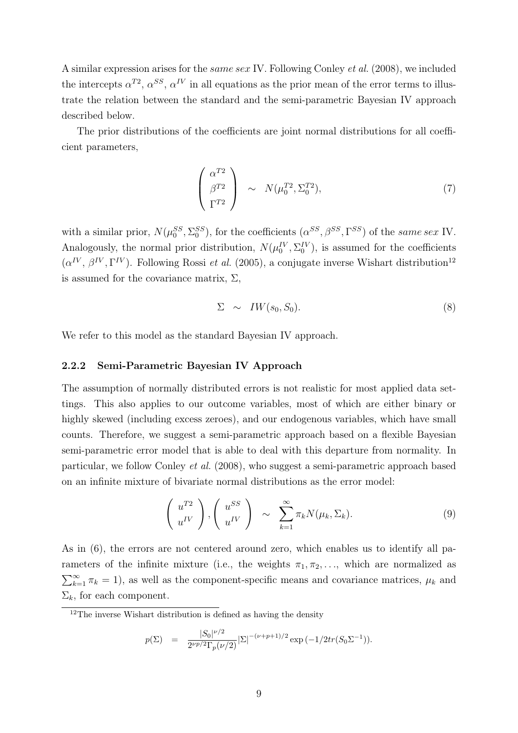A similar expression arises for the *same sex* IV. Following Conley *et al.* (2008), we included the intercepts $\alpha^{T2}$, $\alpha^{SS}$, $\alpha^{IV}$ in all equations as the prior mean of the error terms to illustrate the relation between the standard and the semi-parametric Bayesian IV approach described below.

The prior distributions of the coefficients are joint normal distributions for all coefficient parameters,

$$\begin{pmatrix} \alpha^{T2} \\ \beta^{T2} \\ \Gamma^{T2} \end{pmatrix} \sim N(\mu_0^{T2}, \Sigma_0^{T2}), \tag{7}$$

with a similar prior, $N(\mu_0^{SS}, \Sigma_0^{SS})$, for the coefficients $(\alpha^{SS}, \beta^{SS}, \Gamma^{SS})$ of the *same sex* IV. Analogously, the normal prior distribution, $N(\mu_0^{IV}, \Sigma_0^{IV})$, is assumed for the coefficients $(\alpha^{IV}, \beta^{IV}, \Gamma^{IV})$. Following Rossi *et al.* (2005), a conjugate inverse Wishart distribution[12] is assumed for the covariance matrix, $\Sigma$,

$$\Sigma \sim IW(s_0, S_0). \tag{8}$$

We refer to this model as the standard Bayesian IV approach.

### 2.2.2 Semi-Parametric Bayesian IV Approach

The assumption of normally distributed errors is not realistic for most applied data settings. This also applies to our outcome variables, most of which are either binary or highly skewed (including excess zeroes), and our endogenous variables, which have small counts. Therefore, we suggest a semi-parametric approach based on a flexible Bayesian semi-parametric error model that is able to deal with this departure from normality. In particular, we follow Conley *et al.* (2008), who suggest a semi-parametric approach based on an infinite mixture of bivariate normal distributions as the error model:

$$\begin{pmatrix} u^{T2} \\ u^{IV} \end{pmatrix}, \begin{pmatrix} u^{SS} \\ u^{IV} \end{pmatrix} \sim \sum_{k=1}^{\infty} \pi_k N(\mu_k, \Sigma_k). \tag{9}$$

As in (6), the errors are not centered around zero, which enables us to identify all parameters of the infinite mixture (i.e., the weights $\pi_1, \pi_2, \ldots$, which are normalized as $\sum_{k=1}^{\infty} \pi_k = 1$), as well as the component-specific means and covariance matrices, $\mu_k$ and $\Sigma_k$, for each component.

---

[12] The inverse Wishart distribution is defined as having the density

$$p(\Sigma) = \frac{|S_0|^{\nu/2}}{2^{\nu p/2}\Gamma_p(\nu/2)} |\Sigma|^{-(\nu+p+1)/2} \exp\left(-1/2 tr(S_0 \Sigma^{-1})\right).$$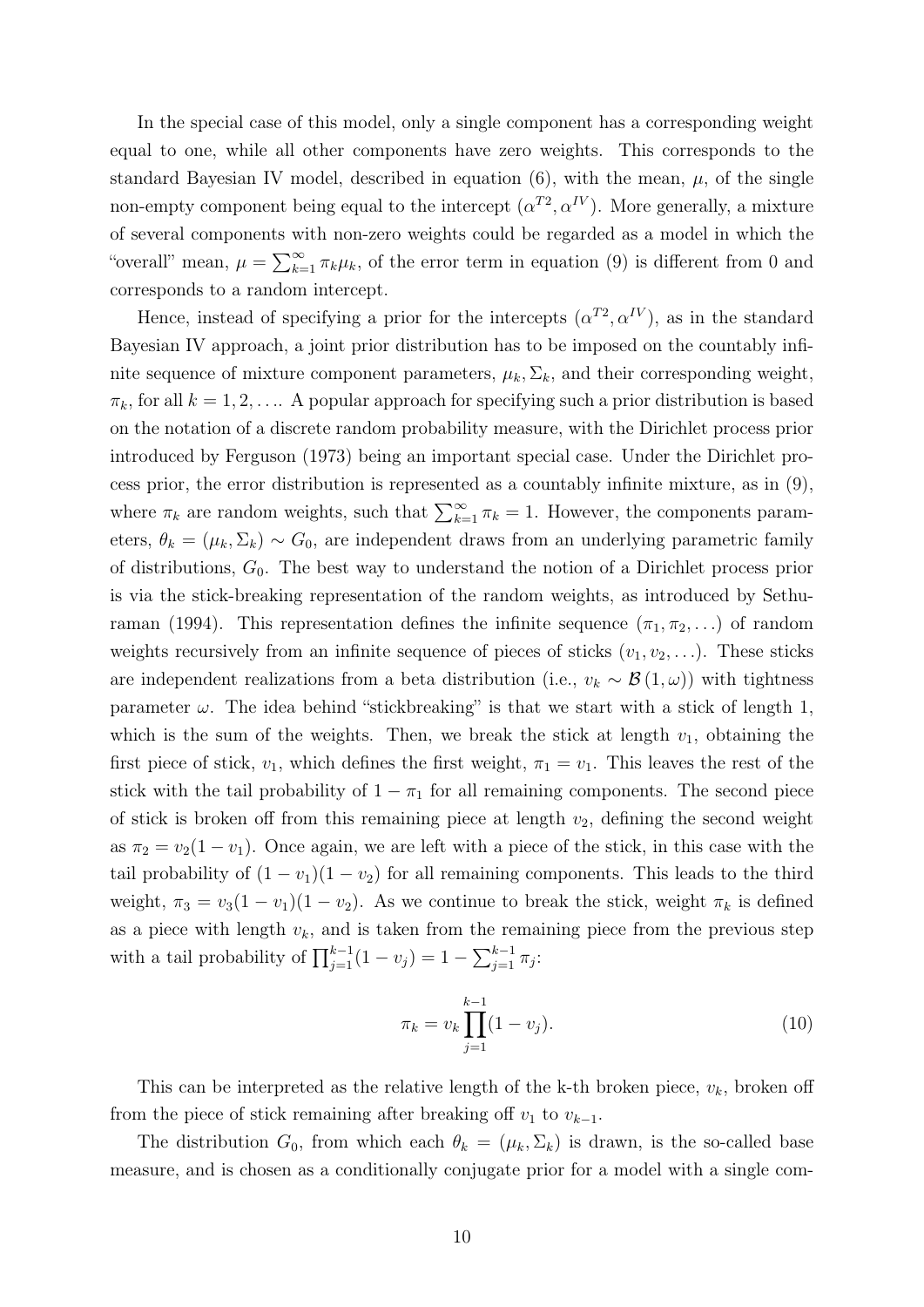In the special case of this model, only a single component has a corresponding weight equal to one, while all other components have zero weights. This corresponds to the standard Bayesian IV model, described in equation (6), with the mean, $\mu$, of the single non-empty component being equal to the intercept $(\alpha^{T2}, \alpha^{IV})$. More generally, a mixture of several components with non-zero weights could be regarded as a model in which the "overall" mean, $\mu = \sum_{k=1}^{\infty} \pi_k \mu_k$, of the error term in equation (9) is different from 0 and corresponds to a random intercept.

Hence, instead of specifying a prior for the intercepts $(\alpha^{T2}, \alpha^{IV})$, as in the standard Bayesian IV approach, a joint prior distribution has to be imposed on the countably infinite sequence of mixture component parameters, $\mu_k, \Sigma_k$, and their corresponding weight, $\pi_k$, for all $k = 1, 2, \ldots$. A popular approach for specifying such a prior distribution is based on the notation of a discrete random probability measure, with the Dirichlet process prior introduced by Ferguson (1973) being an important special case. Under the Dirichlet process prior, the error distribution is represented as a countably infinite mixture, as in (9), where $\pi_k$ are random weights, such that $\sum_{k=1}^{\infty} \pi_k = 1$. However, the components parameters, $\theta_k = (\mu_k, \Sigma_k) \sim G_0$, are independent draws from an underlying parametric family of distributions, $G_0$. The best way to understand the notion of a Dirichlet process prior is via the stick-breaking representation of the random weights, as introduced by Sethuraman (1994). This representation defines the infinite sequence $(\pi_1, \pi_2, \ldots)$ of random weights recursively from an infinite sequence of pieces of sticks $(v_1, v_2, \ldots)$. These sticks are independent realizations from a beta distribution (i.e., $v_k \sim \mathcal{B}(1, \omega)$) with tightness parameter $\omega$. The idea behind "stickbreaking" is that we start with a stick of length 1, which is the sum of the weights. Then, we break the stick at length $v_1$, obtaining the first piece of stick, $v_1$, which defines the first weight, $\pi_1 = v_1$. This leaves the rest of the stick with the tail probability of $1 - \pi_1$ for all remaining components. The second piece of stick is broken off from this remaining piece at length $v_2$, defining the second weight as $\pi_2 = v_2(1 - v_1)$. Once again, we are left with a piece of the stick, in this case with the tail probability of $(1 - v_1)(1 - v_2)$ for all remaining components. This leads to the third weight, $\pi_3 = v_3(1 - v_1)(1 - v_2)$. As we continue to break the stick, weight $\pi_k$ is defined as a piece with length $v_k$, and is taken from the remaining piece from the previous step with a tail probability of $\prod_{j=1}^{k-1}(1 - v_j) = 1 - \sum_{j=1}^{k-1} \pi_j$:

$$\pi_k = v_k \prod_{j=1}^{k-1}(1 - v_j). \tag{10}$$

This can be interpreted as the relative length of the k-th broken piece, $v_k$, broken off from the piece of stick remaining after breaking off $v_1$ to $v_{k-1}$.

The distribution $G_0$, from which each $\theta_k = (\mu_k, \Sigma_k)$ is drawn, is the so-called base measure, and is chosen as a conditionally conjugate prior for a model with a single com-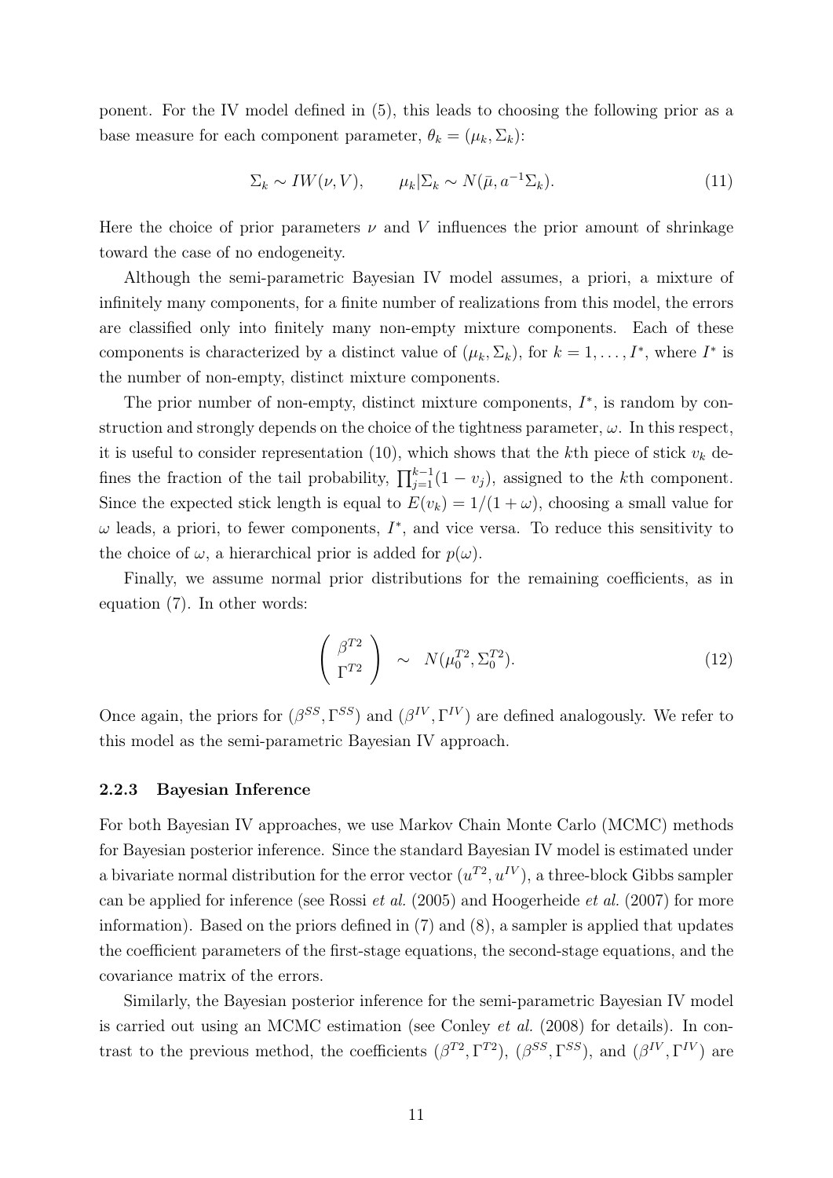ponent. For the IV model defined in (5), this leads to choosing the following prior as a base measure for each component parameter, $\theta_k = (\mu_k, \Sigma_k)$:

$$\Sigma_k \sim IW(\nu, V), \qquad \mu_k | \Sigma_k \sim N(\bar{\mu}, a^{-1}\Sigma_k). \tag{11}$$

Here the choice of prior parameters $\nu$ and $V$ influences the prior amount of shrinkage toward the case of no endogeneity.

Although the semi-parametric Bayesian IV model assumes, a priori, a mixture of infinitely many components, for a finite number of realizations from this model, the errors are classified only into finitely many non-empty mixture components. Each of these components is characterized by a distinct value of $(\mu_k, \Sigma_k)$, for $k = 1, \ldots, I^*$, where $I^*$ is the number of non-empty, distinct mixture components.

The prior number of non-empty, distinct mixture components, $I^*$, is random by construction and strongly depends on the choice of the tightness parameter, $\omega$. In this respect, it is useful to consider representation (10), which shows that the $k$th piece of stick $v_k$ defines the fraction of the tail probability, $\prod_{j=1}^{k-1}(1 - v_j)$, assigned to the $k$th component. Since the expected stick length is equal to $E(v_k) = 1/(1+\omega)$, choosing a small value for $\omega$ leads, a priori, to fewer components, $I^*$, and vice versa. To reduce this sensitivity to the choice of $\omega$, a hierarchical prior is added for $p(\omega)$.

Finally, we assume normal prior distributions for the remaining coefficients, as in equation (7). In other words:

$$\begin{pmatrix} \beta^{T2} \\ \Gamma^{T2} \end{pmatrix} \sim N(\mu_0^{T2}, \Sigma_0^{T2}). \tag{12}$$

Once again, the priors for $(\beta^{SS}, \Gamma^{SS})$ and $(\beta^{IV}, \Gamma^{IV})$ are defined analogously. We refer to this model as the semi-parametric Bayesian IV approach.

### 2.2.3 Bayesian Inference

For both Bayesian IV approaches, we use Markov Chain Monte Carlo (MCMC) methods for Bayesian posterior inference. Since the standard Bayesian IV model is estimated under a bivariate normal distribution for the error vector $(u^{T2}, u^{IV})$, a three-block Gibbs sampler can be applied for inference (see Rossi *et al.* (2005) and Hoogerheide *et al.* (2007) for more information). Based on the priors defined in (7) and (8), a sampler is applied that updates the coefficient parameters of the first-stage equations, the second-stage equations, and the covariance matrix of the errors.

Similarly, the Bayesian posterior inference for the semi-parametric Bayesian IV model is carried out using an MCMC estimation (see Conley *et al.* (2008) for details). In contrast to the previous method, the coefficients $(\beta^{T2}, \Gamma^{T2})$, $(\beta^{SS}, \Gamma^{SS})$, and $(\beta^{IV}, \Gamma^{IV})$ are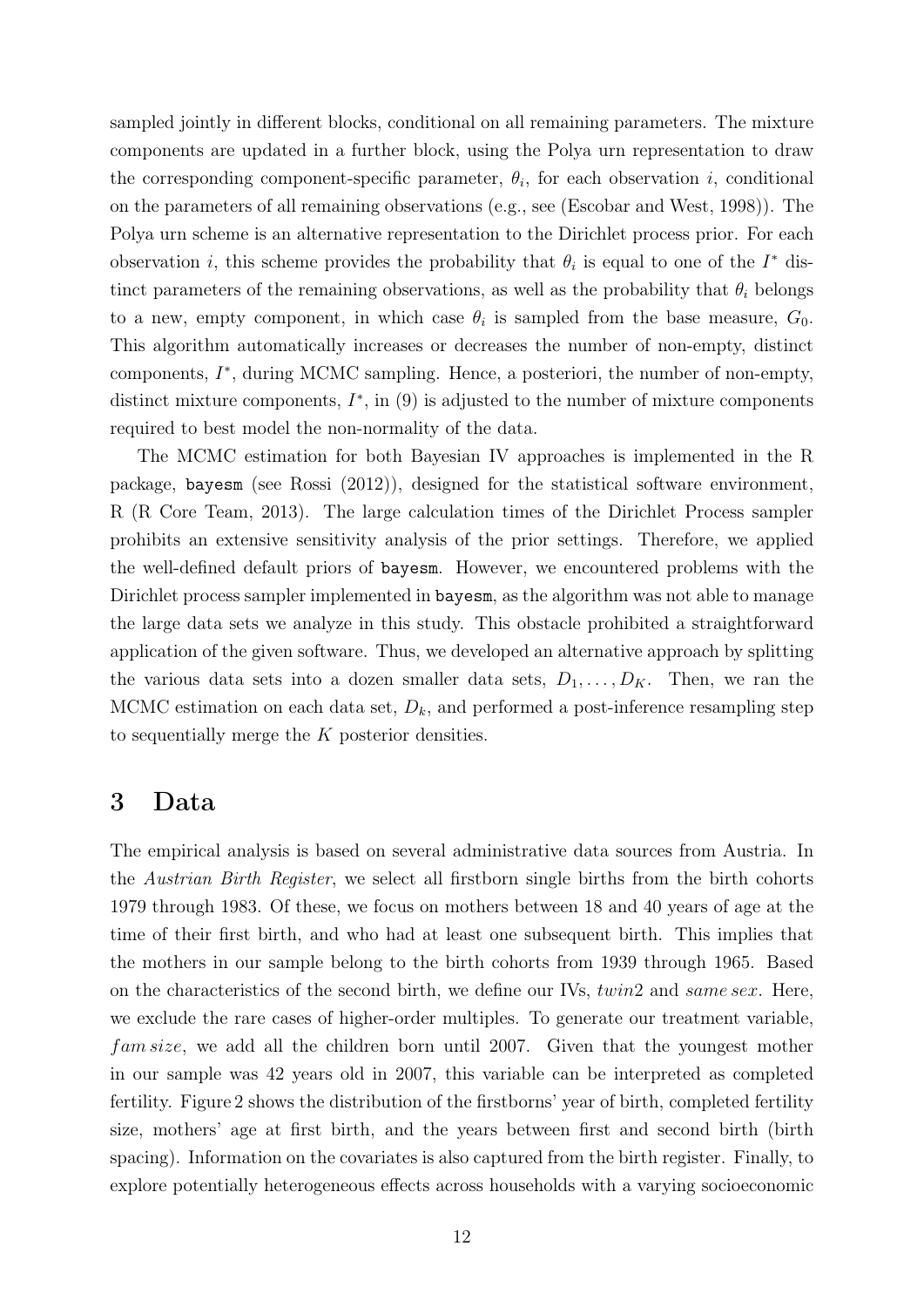sampled jointly in different blocks, conditional on all remaining parameters. The mixture components are updated in a further block, using the Polya urn representation to draw the corresponding component-specific parameter, $\theta_i$, for each observation $i$, conditional on the parameters of all remaining observations (e.g., see (Escobar and West, 1998)). The Polya urn scheme is an alternative representation to the Dirichlet process prior. For each observation $i$, this scheme provides the probability that $\theta_i$ is equal to one of the $I^*$ distinct parameters of the remaining observations, as well as the probability that $\theta_i$ belongs to a new, empty component, in which case $\theta_i$ is sampled from the base measure, $G_0$. This algorithm automatically increases or decreases the number of non-empty, distinct components, $I^*$, during MCMC sampling. Hence, a posteriori, the number of non-empty, distinct mixture components, $I^*$, in (9) is adjusted to the number of mixture components required to best model the non-normality of the data.

The MCMC estimation for both Bayesian IV approaches is implemented in the R package, `bayesm` (see Rossi (2012)), designed for the statistical software environment, R (R Core Team, 2013). The large calculation times of the Dirichlet Process sampler prohibits an extensive sensitivity analysis of the prior settings. Therefore, we applied the well-defined default priors of `bayesm`. However, we encountered problems with the Dirichlet process sampler implemented in `bayesm`, as the algorithm was not able to manage the large data sets we analyze in this study. This obstacle prohibited a straightforward application of the given software. Thus, we developed an alternative approach by splitting the various data sets into a dozen smaller data sets, $D_1, \ldots, D_K$. Then, we ran the MCMC estimation on each data set, $D_k$, and performed a post-inference resampling step to sequentially merge the $K$ posterior densities.

# 3 Data

The empirical analysis is based on several administrative data sources from Austria. In the *Austrian Birth Register*, we select all firstborn single births from the birth cohorts 1979 through 1983. Of these, we focus on mothers between 18 and 40 years of age at the time of their first birth, and who had at least one subsequent birth. This implies that the mothers in our sample belong to the birth cohorts from 1939 through 1965. Based on the characteristics of the second birth, we define our IVs, $twin2$ and $same\,sex$. Here, we exclude the rare cases of higher-order multiples. To generate our treatment variable, $fam\,size$, we add all the children born until 2007. Given that the youngest mother in our sample was 42 years old in 2007, this variable can be interpreted as completed fertility. Figure 2 shows the distribution of the firstborns' year of birth, completed fertility size, mothers' age at first birth, and the years between first and second birth (birth spacing). Information on the covariates is also captured from the birth register. Finally, to explore potentially heterogeneous effects across households with a varying socioeconomic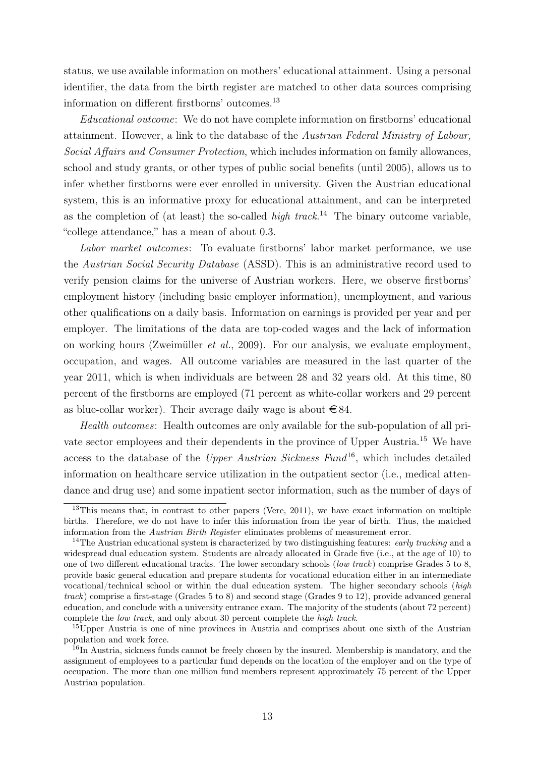status, we use available information on mothers' educational attainment. Using a personal identifier, the data from the birth register are matched to other data sources comprising information on different firstborns' outcomes.[13]

*Educational outcome*: We do not have complete information on firstborns' educational attainment. However, a link to the database of the *Austrian Federal Ministry of Labour, Social Affairs and Consumer Protection*, which includes information on family allowances, school and study grants, or other types of public social benefits (until 2005), allows us to infer whether firstborns were ever enrolled in university. Given the Austrian educational system, this is an informative proxy for educational attainment, and can be interpreted as the completion of (at least) the so-called *high track*.[14] The binary outcome variable, "college attendance," has a mean of about 0.3.

*Labor market outcomes*: To evaluate firstborns' labor market performance, we use the *Austrian Social Security Database* (ASSD). This is an administrative record used to verify pension claims for the universe of Austrian workers. Here, we observe firstborns' employment history (including basic employer information), unemployment, and various other qualifications on a daily basis. Information on earnings is provided per year and per employer. The limitations of the data are top-coded wages and the lack of information on working hours (Zweimüller *et al.*, 2009). For our analysis, we evaluate employment, occupation, and wages. All outcome variables are measured in the last quarter of the year 2011, which is when individuals are between 28 and 32 years old. At this time, 80 percent of the firstborns are employed (71 percent as white-collar workers and 29 percent as blue-collar worker). Their average daily wage is about €84.

*Health outcomes*: Health outcomes are only available for the sub-population of all private sector employees and their dependents in the province of Upper Austria.[15] We have access to the database of the *Upper Austrian Sickness Fund*[16], which includes detailed information on healthcare service utilization in the outpatient sector (i.e., medical attendance and drug use) and some inpatient sector information, such as the number of days of

---

[13] This means that, in contrast to other papers (Vere, 2011), we have exact information on multiple births. Therefore, we do not have to infer this information from the year of birth. Thus, the matched information from the *Austrian Birth Register* eliminates problems of measurement error.

[14] The Austrian educational system is characterized by two distinguishing features: *early tracking* and a widespread dual education system. Students are already allocated in Grade five (i.e., at the age of 10) to one of two different educational tracks. The lower secondary schools (*low track*) comprise Grades 5 to 8, provide basic general education and prepare students for vocational education either in an intermediate vocational/technical school or within the dual education system. The higher secondary schools (*high track*) comprise a first-stage (Grades 5 to 8) and second stage (Grades 9 to 12), provide advanced general education, and conclude with a university entrance exam. The majority of the students (about 72 percent) complete the *low track*, and only about 30 percent complete the *high track*.

[15] Upper Austria is one of nine provinces in Austria and comprises about one sixth of the Austrian population and work force.

[16] In Austria, sickness funds cannot be freely chosen by the insured. Membership is mandatory, and the assignment of employees to a particular fund depends on the location of the employer and on the type of occupation. The more than one million fund members represent approximately 75 percent of the Upper Austrian population.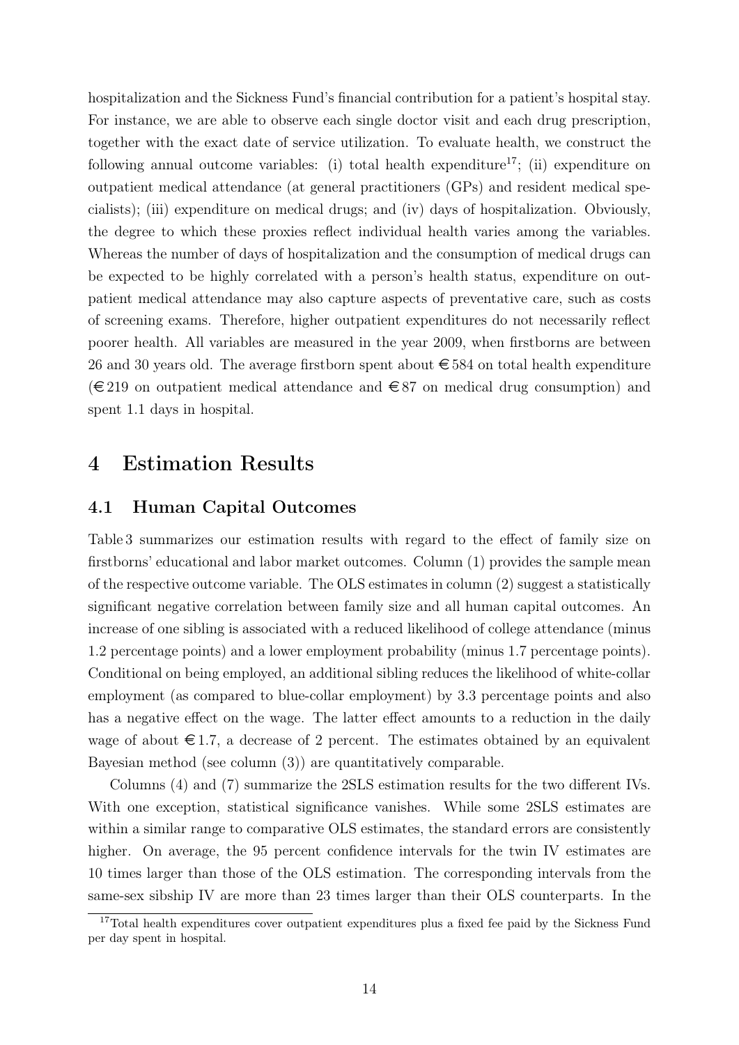hospitalization and the Sickness Fund's financial contribution for a patient's hospital stay. For instance, we are able to observe each single doctor visit and each drug prescription, together with the exact date of service utilization. To evaluate health, we construct the following annual outcome variables: (i) total health expenditure[17]; (ii) expenditure on outpatient medical attendance (at general practitioners (GPs) and resident medical specialists); (iii) expenditure on medical drugs; and (iv) days of hospitalization. Obviously, the degree to which these proxies reflect individual health varies among the variables. Whereas the number of days of hospitalization and the consumption of medical drugs can be expected to be highly correlated with a person's health status, expenditure on outpatient medical attendance may also capture aspects of preventative care, such as costs of screening exams. Therefore, higher outpatient expenditures do not necessarily reflect poorer health. All variables are measured in the year 2009, when firstborns are between 26 and 30 years old. The average firstborn spent about €584 on total health expenditure (€219 on outpatient medical attendance and €87 on medical drug consumption) and spent 1.1 days in hospital.

# 4 Estimation Results

## 4.1 Human Capital Outcomes

Table 3 summarizes our estimation results with regard to the effect of family size on firstborns' educational and labor market outcomes. Column (1) provides the sample mean of the respective outcome variable. The OLS estimates in column (2) suggest a statistically significant negative correlation between family size and all human capital outcomes. An increase of one sibling is associated with a reduced likelihood of college attendance (minus 1.2 percentage points) and a lower employment probability (minus 1.7 percentage points). Conditional on being employed, an additional sibling reduces the likelihood of white-collar employment (as compared to blue-collar employment) by 3.3 percentage points and also has a negative effect on the wage. The latter effect amounts to a reduction in the daily wage of about €1.7, a decrease of 2 percent. The estimates obtained by an equivalent Bayesian method (see column (3)) are quantitatively comparable.

Columns (4) and (7) summarize the 2SLS estimation results for the two different IVs. With one exception, statistical significance vanishes. While some 2SLS estimates are within a similar range to comparative OLS estimates, the standard errors are consistently higher. On average, the 95 percent confidence intervals for the twin IV estimates are 10 times larger than those of the OLS estimation. The corresponding intervals from the same-sex sibship IV are more than 23 times larger than their OLS counterparts. In the

[17]Total health expenditures cover outpatient expenditures plus a fixed fee paid by the Sickness Fund per day spent in hospital.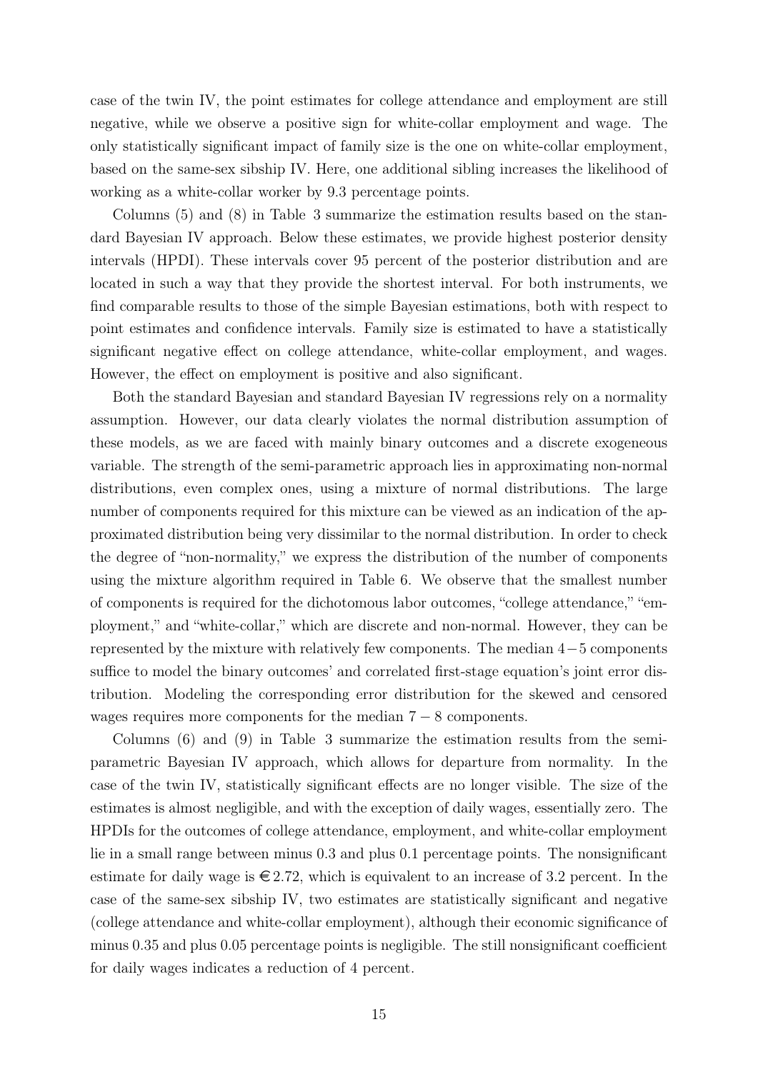case of the twin IV, the point estimates for college attendance and employment are still negative, while we observe a positive sign for white-collar employment and wage. The only statistically significant impact of family size is the one on white-collar employment, based on the same-sex sibship IV. Here, one additional sibling increases the likelihood of working as a white-collar worker by 9.3 percentage points.

Columns (5) and (8) in Table 3 summarize the estimation results based on the standard Bayesian IV approach. Below these estimates, we provide highest posterior density intervals (HPDI). These intervals cover 95 percent of the posterior distribution and are located in such a way that they provide the shortest interval. For both instruments, we find comparable results to those of the simple Bayesian estimations, both with respect to point estimates and confidence intervals. Family size is estimated to have a statistically significant negative effect on college attendance, white-collar employment, and wages. However, the effect on employment is positive and also significant.

Both the standard Bayesian and standard Bayesian IV regressions rely on a normality assumption. However, our data clearly violates the normal distribution assumption of these models, as we are faced with mainly binary outcomes and a discrete exogeneous variable. The strength of the semi-parametric approach lies in approximating non-normal distributions, even complex ones, using a mixture of normal distributions. The large number of components required for this mixture can be viewed as an indication of the approximated distribution being very dissimilar to the normal distribution. In order to check the degree of "non-normality," we express the distribution of the number of components using the mixture algorithm required in Table 6. We observe that the smallest number of components is required for the dichotomous labor outcomes, "college attendance," "employment," and "white-collar," which are discrete and non-normal. However, they can be represented by the mixture with relatively few components. The median $4-5$ components suffice to model the binary outcomes' and correlated first-stage equation's joint error distribution. Modeling the corresponding error distribution for the skewed and censored wages requires more components for the median $7-8$ components.

Columns (6) and (9) in Table 3 summarize the estimation results from the semi-parametric Bayesian IV approach, which allows for departure from normality. In the case of the twin IV, statistically significant effects are no longer visible. The size of the estimates is almost negligible, and with the exception of daily wages, essentially zero. The HPDIs for the outcomes of college attendance, employment, and white-collar employment lie in a small range between minus 0.3 and plus 0.1 percentage points. The nonsignificant estimate for daily wage is €2.72, which is equivalent to an increase of 3.2 percent. In the case of the same-sex sibship IV, two estimates are statistically significant and negative (college attendance and white-collar employment), although their economic significance of minus 0.35 and plus 0.05 percentage points is negligible. The still nonsignificant coefficient for daily wages indicates a reduction of 4 percent.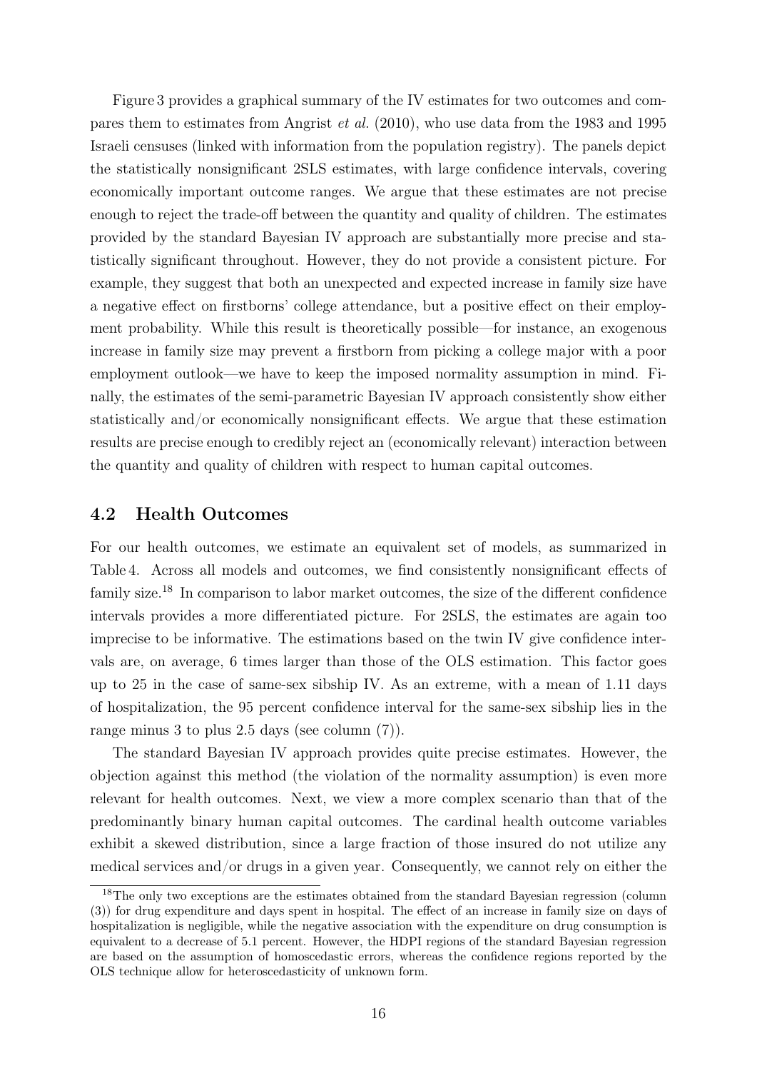Figure 3 provides a graphical summary of the IV estimates for two outcomes and compares them to estimates from Angrist *et al.* (2010), who use data from the 1983 and 1995 Israeli censuses (linked with information from the population registry). The panels depict the statistically nonsignificant 2SLS estimates, with large confidence intervals, covering economically important outcome ranges. We argue that these estimates are not precise enough to reject the trade-off between the quantity and quality of children. The estimates provided by the standard Bayesian IV approach are substantially more precise and statistically significant throughout. However, they do not provide a consistent picture. For example, they suggest that both an unexpected and expected increase in family size have a negative effect on firstborns' college attendance, but a positive effect on their employment probability. While this result is theoretically possible—for instance, an exogenous increase in family size may prevent a firstborn from picking a college major with a poor employment outlook—we have to keep the imposed normality assumption in mind. Finally, the estimates of the semi-parametric Bayesian IV approach consistently show either statistically and/or economically nonsignificant effects. We argue that these estimation results are precise enough to credibly reject an (economically relevant) interaction between the quantity and quality of children with respect to human capital outcomes.

## 4.2 Health Outcomes

For our health outcomes, we estimate an equivalent set of models, as summarized in Table 4. Across all models and outcomes, we find consistently nonsignificant effects of family size.[18] In comparison to labor market outcomes, the size of the different confidence intervals provides a more differentiated picture. For 2SLS, the estimates are again too imprecise to be informative. The estimations based on the twin IV give confidence intervals are, on average, 6 times larger than those of the OLS estimation. This factor goes up to 25 in the case of same-sex sibship IV. As an extreme, with a mean of 1.11 days of hospitalization, the 95 percent confidence interval for the same-sex sibship lies in the range minus 3 to plus 2.5 days (see column (7)).

The standard Bayesian IV approach provides quite precise estimates. However, the objection against this method (the violation of the normality assumption) is even more relevant for health outcomes. Next, we view a more complex scenario than that of the predominantly binary human capital outcomes. The cardinal health outcome variables exhibit a skewed distribution, since a large fraction of those insured do not utilize any medical services and/or drugs in a given year. Consequently, we cannot rely on either the

[18] The only two exceptions are the estimates obtained from the standard Bayesian regression (column (3)) for drug expenditure and days spent in hospital. The effect of an increase in family size on days of hospitalization is negligible, while the negative association with the expenditure on drug consumption is equivalent to a decrease of 5.1 percent. However, the HDPI regions of the standard Bayesian regression are based on the assumption of homoscedastic errors, whereas the confidence regions reported by the OLS technique allow for heteroscedasticity of unknown form.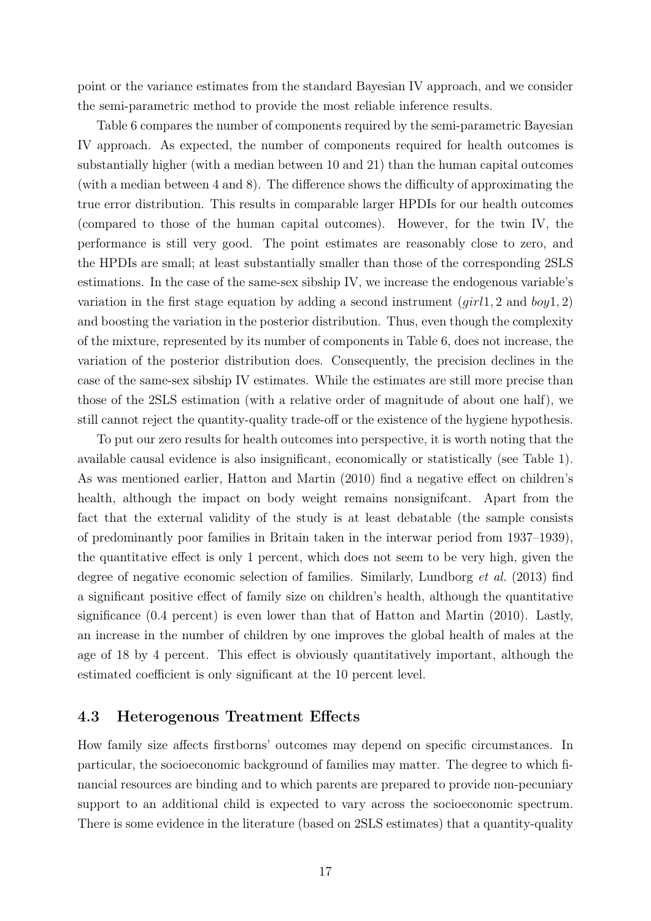point or the variance estimates from the standard Bayesian IV approach, and we consider the semi-parametric method to provide the most reliable inference results.

Table 6 compares the number of components required by the semi-parametric Bayesian IV approach. As expected, the number of components required for health outcomes is substantially higher (with a median between 10 and 21) than the human capital outcomes (with a median between 4 and 8). The difference shows the difficulty of approximating the true error distribution. This results in comparable larger HPDIs for our health outcomes (compared to those of the human capital outcomes). However, for the twin IV, the performance is still very good. The point estimates are reasonably close to zero, and the HPDIs are small; at least substantially smaller than those of the corresponding 2SLS estimations. In the case of the same-sex sibship IV, we increase the endogenous variable's variation in the first stage equation by adding a second instrument (*girl*1, 2 and *boy*1, 2) and boosting the variation in the posterior distribution. Thus, even though the complexity of the mixture, represented by its number of components in Table 6, does not increase, the variation of the posterior distribution does. Consequently, the precision declines in the case of the same-sex sibship IV estimates. While the estimates are still more precise than those of the 2SLS estimation (with a relative order of magnitude of about one half), we still cannot reject the quantity-quality trade-off or the existence of the hygiene hypothesis.

To put our zero results for health outcomes into perspective, it is worth noting that the available causal evidence is also insignificant, economically or statistically (see Table 1). As was mentioned earlier, Hatton and Martin (2010) find a negative effect on children's health, although the impact on body weight remains nonsignifcant. Apart from the fact that the external validity of the study is at least debatable (the sample consists of predominantly poor families in Britain taken in the interwar period from 1937–1939), the quantitative effect is only 1 percent, which does not seem to be very high, given the degree of negative economic selection of families. Similarly, Lundborg *et al.* (2013) find a significant positive effect of family size on children's health, although the quantitative significance (0.4 percent) is even lower than that of Hatton and Martin (2010). Lastly, an increase in the number of children by one improves the global health of males at the age of 18 by 4 percent. This effect is obviously quantitatively important, although the estimated coefficient is only significant at the 10 percent level.

### 4.3 Heterogenous Treatment Effects

How family size affects firstborns' outcomes may depend on specific circumstances. In particular, the socioeconomic background of families may matter. The degree to which financial resources are binding and to which parents are prepared to provide non-pecuniary support to an additional child is expected to vary across the socioeconomic spectrum. There is some evidence in the literature (based on 2SLS estimates) that a quantity-quality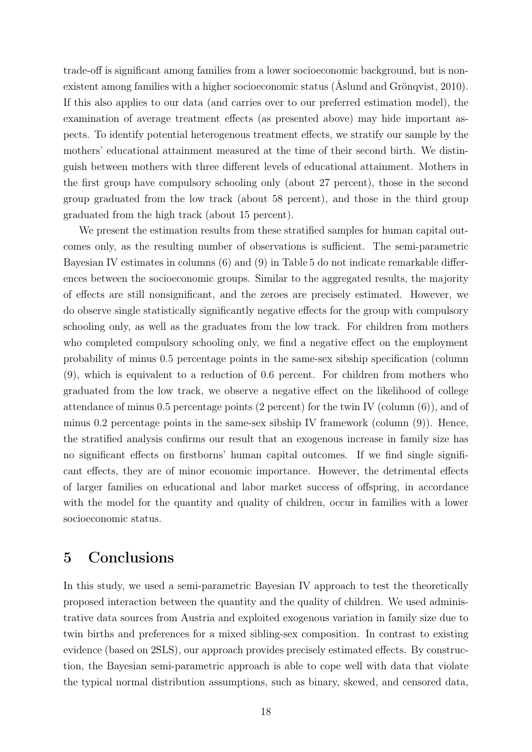trade-off is significant among families from a lower socioeconomic background, but is nonexistent among families with a higher socioeconomic status (Åslund and Grönqvist, 2010). If this also applies to our data (and carries over to our preferred estimation model), the examination of average treatment effects (as presented above) may hide important aspects. To identify potential heterogenous treatment effects, we stratify our sample by the mothers' educational attainment measured at the time of their second birth. We distinguish between mothers with three different levels of educational attainment. Mothers in the first group have compulsory schooling only (about 27 percent), those in the second group graduated from the low track (about 58 percent), and those in the third group graduated from the high track (about 15 percent).

We present the estimation results from these stratified samples for human capital outcomes only, as the resulting number of observations is sufficient. The semi-parametric Bayesian IV estimates in columns (6) and (9) in Table 5 do not indicate remarkable differences between the socioeconomic groups. Similar to the aggregated results, the majority of effects are still nonsignificant, and the zeroes are precisely estimated. However, we do observe single statistically significantly negative effects for the group with compulsory schooling only, as well as the graduates from the low track. For children from mothers who completed compulsory schooling only, we find a negative effect on the employment probability of minus 0.5 percentage points in the same-sex sibship specification (column (9), which is equivalent to a reduction of 0.6 percent. For children from mothers who graduated from the low track, we observe a negative effect on the likelihood of college attendance of minus 0.5 percentage points (2 percent) for the twin IV (column (6)), and of minus 0.2 percentage points in the same-sex sibship IV framework (column (9)). Hence, the stratified analysis confirms our result that an exogenous increase in family size has no significant effects on firstborns' human capital outcomes. If we find single significant effects, they are of minor economic importance. However, the detrimental effects of larger families on educational and labor market success of offspring, in accordance with the model for the quantity and quality of children, occur in families with a lower socioeconomic status.

## 5 Conclusions

In this study, we used a semi-parametric Bayesian IV approach to test the theoretically proposed interaction between the quantity and the quality of children. We used administrative data sources from Austria and exploited exogenous variation in family size due to twin births and preferences for a mixed sibling-sex composition. In contrast to existing evidence (based on 2SLS), our approach provides precisely estimated effects. By construction, the Bayesian semi-parametric approach is able to cope well with data that violate the typical normal distribution assumptions, such as binary, skewed, and censored data,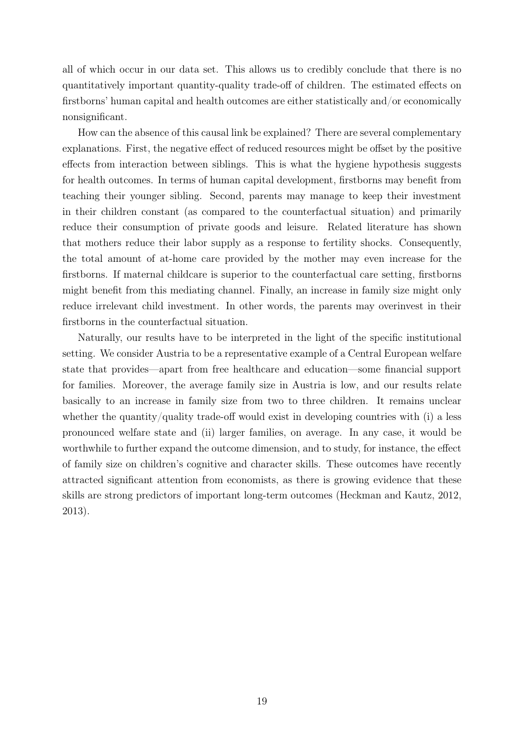all of which occur in our data set. This allows us to credibly conclude that there is no quantitatively important quantity-quality trade-off of children. The estimated effects on firstborns' human capital and health outcomes are either statistically and/or economically nonsignificant.

How can the absence of this causal link be explained? There are several complementary explanations. First, the negative effect of reduced resources might be offset by the positive effects from interaction between siblings. This is what the hygiene hypothesis suggests for health outcomes. In terms of human capital development, firstborns may benefit from teaching their younger sibling. Second, parents may manage to keep their investment in their children constant (as compared to the counterfactual situation) and primarily reduce their consumption of private goods and leisure. Related literature has shown that mothers reduce their labor supply as a response to fertility shocks. Consequently, the total amount of at-home care provided by the mother may even increase for the firstborns. If maternal childcare is superior to the counterfactual care setting, firstborns might benefit from this mediating channel. Finally, an increase in family size might only reduce irrelevant child investment. In other words, the parents may overinvest in their firstborns in the counterfactual situation.

Naturally, our results have to be interpreted in the light of the specific institutional setting. We consider Austria to be a representative example of a Central European welfare state that provides—apart from free healthcare and education—some financial support for families. Moreover, the average family size in Austria is low, and our results relate basically to an increase in family size from two to three children. It remains unclear whether the quantity/quality trade-off would exist in developing countries with (i) a less pronounced welfare state and (ii) larger families, on average. In any case, it would be worthwhile to further expand the outcome dimension, and to study, for instance, the effect of family size on children's cognitive and character skills. These outcomes have recently attracted significant attention from economists, as there is growing evidence that these skills are strong predictors of important long-term outcomes (Heckman and Kautz, 2012, 2013).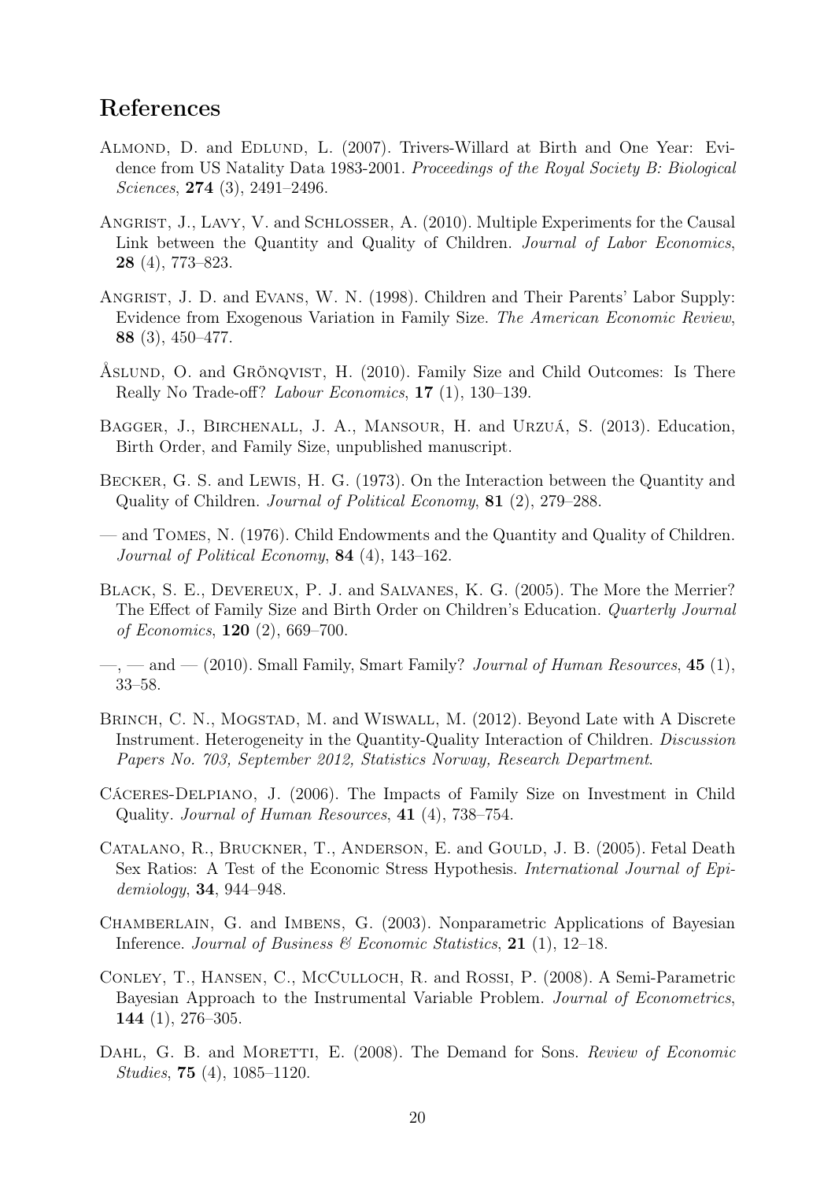# References

Almond, D. and Edlund, L. (2007). Trivers-Willard at Birth and One Year: Evidence from US Natality Data 1983-2001. *Proceedings of the Royal Society B: Biological Sciences*, **274** (3), 2491–2496.

Angrist, J., Lavy, V. and Schlosser, A. (2010). Multiple Experiments for the Causal Link between the Quantity and Quality of Children. *Journal of Labor Economics*, **28** (4), 773–823.

Angrist, J. D. and Evans, W. N. (1998). Children and Their Parents' Labor Supply: Evidence from Exogenous Variation in Family Size. *The American Economic Review*, **88** (3), 450–477.

Åslund, O. and Grönqvist, H. (2010). Family Size and Child Outcomes: Is There Really No Trade-off? *Labour Economics*, **17** (1), 130–139.

Bagger, J., Birchenall, J. A., Mansour, H. and Urzuá, S. (2013). Education, Birth Order, and Family Size, unpublished manuscript.

Becker, G. S. and Lewis, H. G. (1973). On the Interaction between the Quantity and Quality of Children. *Journal of Political Economy*, **81** (2), 279–288.

— and Tomes, N. (1976). Child Endowments and the Quantity and Quality of Children. *Journal of Political Economy*, **84** (4), 143–162.

Black, S. E., Devereux, P. J. and Salvanes, K. G. (2005). The More the Merrier? The Effect of Family Size and Birth Order on Children's Education. *Quarterly Journal of Economics*, **120** (2), 669–700.

—, — and — (2010). Small Family, Smart Family? *Journal of Human Resources*, **45** (1), 33–58.

Brinch, C. N., Mogstad, M. and Wiswall, M. (2012). Beyond Late with A Discrete Instrument. Heterogeneity in the Quantity-Quality Interaction of Children. *Discussion Papers No. 703, September 2012, Statistics Norway, Research Department*.

Cáceres-Delpiano, J. (2006). The Impacts of Family Size on Investment in Child Quality. *Journal of Human Resources*, **41** (4), 738–754.

Catalano, R., Bruckner, T., Anderson, E. and Gould, J. B. (2005). Fetal Death Sex Ratios: A Test of the Economic Stress Hypothesis. *International Journal of Epidemiology*, **34**, 944–948.

Chamberlain, G. and Imbens, G. (2003). Nonparametric Applications of Bayesian Inference. *Journal of Business & Economic Statistics*, **21** (1), 12–18.

Conley, T., Hansen, C., McCulloch, R. and Rossi, P. (2008). A Semi-Parametric Bayesian Approach to the Instrumental Variable Problem. *Journal of Econometrics*, **144** (1), 276–305.

Dahl, G. B. and Moretti, E. (2008). The Demand for Sons. *Review of Economic Studies*, **75** (4), 1085–1120.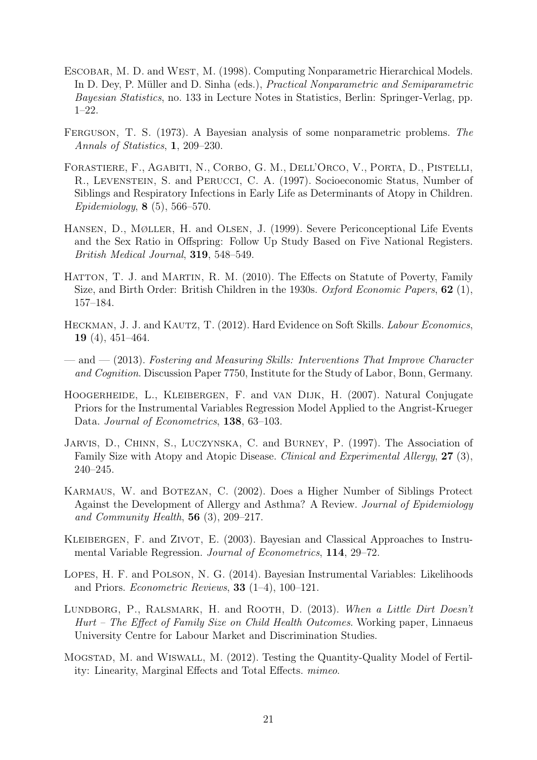Escobar, M. D. and West, M. (1998). Computing Nonparametric Hierarchical Models. In D. Dey, P. Müller and D. Sinha (eds.), *Practical Nonparametric and Semiparametric Bayesian Statistics*, no. 133 in Lecture Notes in Statistics, Berlin: Springer-Verlag, pp. 1–22.

Ferguson, T. S. (1973). A Bayesian analysis of some nonparametric problems. *The Annals of Statistics*, **1**, 209–230.

Forastiere, F., Agabiti, N., Corbo, G. M., Dell'Orco, V., Porta, D., Pistelli, R., Levenstein, S. and Perucci, C. A. (1997). Socioeconomic Status, Number of Siblings and Respiratory Infections in Early Life as Determinants of Atopy in Children. *Epidemiology*, **8** (5), 566–570.

Hansen, D., Møller, H. and Olsen, J. (1999). Severe Periconceptional Life Events and the Sex Ratio in Offspring: Follow Up Study Based on Five National Registers. *British Medical Journal*, **319**, 548–549.

Hatton, T. J. and Martin, R. M. (2010). The Effects on Statute of Poverty, Family Size, and Birth Order: British Children in the 1930s. *Oxford Economic Papers*, **62** (1), 157–184.

Heckman, J. J. and Kautz, T. (2012). Hard Evidence on Soft Skills. *Labour Economics*, **19** (4), 451–464.

— and — (2013). *Fostering and Measuring Skills: Interventions That Improve Character and Cognition*. Discussion Paper 7750, Institute for the Study of Labor, Bonn, Germany.

Hoogerheide, L., Kleibergen, F. and van Dijk, H. (2007). Natural Conjugate Priors for the Instrumental Variables Regression Model Applied to the Angrist-Krueger Data. *Journal of Econometrics*, **138**, 63–103.

Jarvis, D., Chinn, S., Luczynska, C. and Burney, P. (1997). The Association of Family Size with Atopy and Atopic Disease. *Clinical and Experimental Allergy*, **27** (3), 240–245.

Karmaus, W. and Botezan, C. (2002). Does a Higher Number of Siblings Protect Against the Development of Allergy and Asthma? A Review. *Journal of Epidemiology and Community Health*, **56** (3), 209–217.

Kleibergen, F. and Zivot, E. (2003). Bayesian and Classical Approaches to Instrumental Variable Regression. *Journal of Econometrics*, **114**, 29–72.

Lopes, H. F. and Polson, N. G. (2014). Bayesian Instrumental Variables: Likelihoods and Priors. *Econometric Reviews*, **33** (1–4), 100–121.

Lundborg, P., Ralsmark, H. and Rooth, D. (2013). *When a Little Dirt Doesn't Hurt – The Effect of Family Size on Child Health Outcomes*. Working paper, Linnaeus University Centre for Labour Market and Discrimination Studies.

Mogstad, M. and Wiswall, M. (2012). Testing the Quantity-Quality Model of Fertility: Linearity, Marginal Effects and Total Effects. *mimeo*.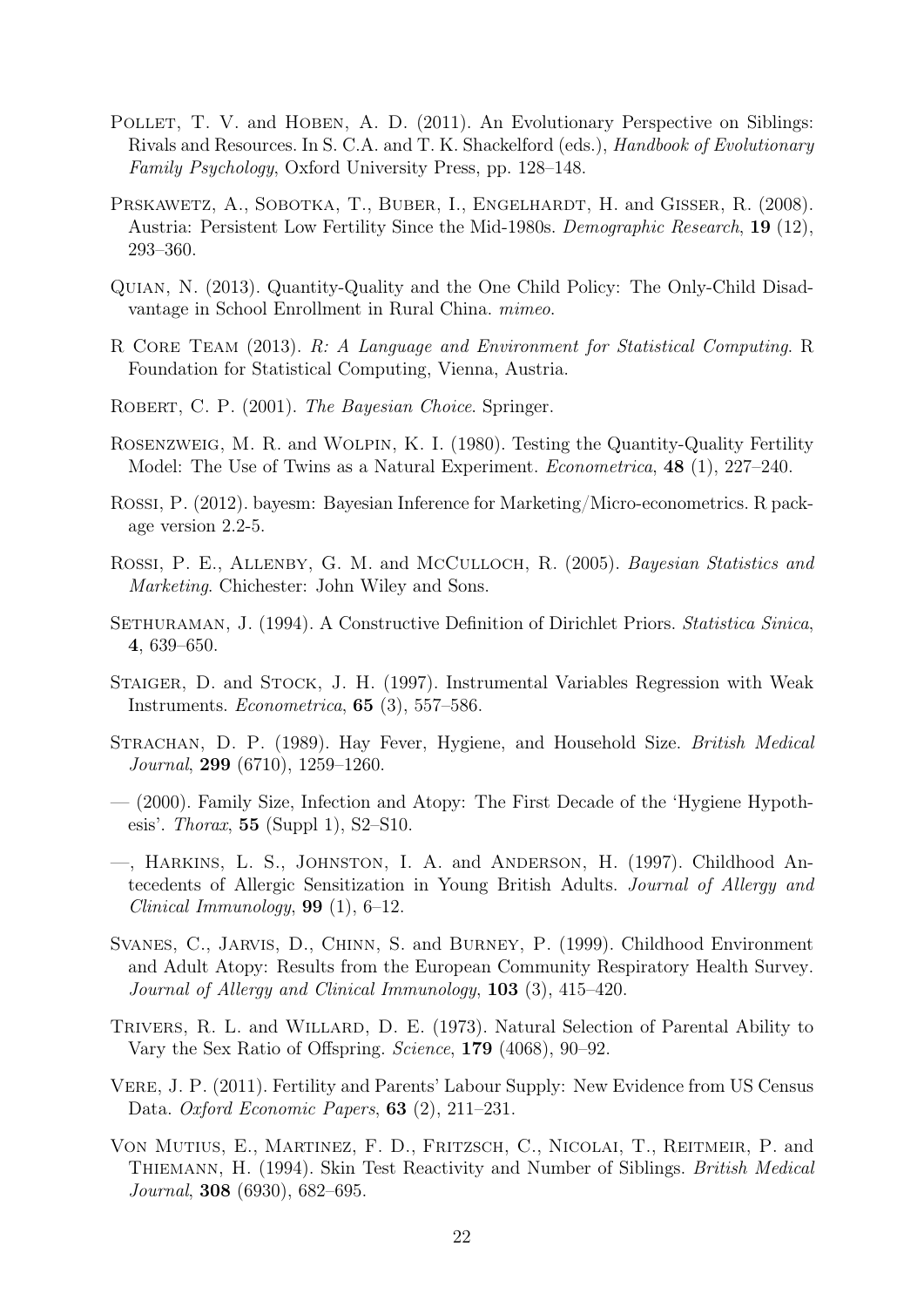Pollet, T. V. and Hoben, A. D. (2011). An Evolutionary Perspective on Siblings: Rivals and Resources. In S. C.A. and T. K. Shackelford (eds.), *Handbook of Evolutionary Family Psychology*, Oxford University Press, pp. 128–148.

Prskawetz, A., Sobotka, T., Buber, I., Engelhardt, H. and Gisser, R. (2008). Austria: Persistent Low Fertility Since the Mid-1980s. *Demographic Research*, **19** (12), 293–360.

Quian, N. (2013). Quantity-Quality and the One Child Policy: The Only-Child Disadvantage in School Enrollment in Rural China. *mimeo*.

R Core Team (2013). *R: A Language and Environment for Statistical Computing*. R Foundation for Statistical Computing, Vienna, Austria.

Robert, C. P. (2001). *The Bayesian Choice*. Springer.

Rosenzweig, M. R. and Wolpin, K. I. (1980). Testing the Quantity-Quality Fertility Model: The Use of Twins as a Natural Experiment. *Econometrica*, **48** (1), 227–240.

Rossi, P. (2012). bayesm: Bayesian Inference for Marketing/Micro-econometrics. R package version 2.2-5.

Rossi, P. E., Allenby, G. M. and McCulloch, R. (2005). *Bayesian Statistics and Marketing*. Chichester: John Wiley and Sons.

Sethuraman, J. (1994). A Constructive Definition of Dirichlet Priors. *Statistica Sinica*, **4**, 639–650.

Staiger, D. and Stock, J. H. (1997). Instrumental Variables Regression with Weak Instruments. *Econometrica*, **65** (3), 557–586.

Strachan, D. P. (1989). Hay Fever, Hygiene, and Household Size. *British Medical Journal*, **299** (6710), 1259–1260.

— (2000). Family Size, Infection and Atopy: The First Decade of the 'Hygiene Hypothesis'. *Thorax*, **55** (Suppl 1), S2–S10.

—, Harkins, L. S., Johnston, I. A. and Anderson, H. (1997). Childhood Antecedents of Allergic Sensitization in Young British Adults. *Journal of Allergy and Clinical Immunology*, **99** (1), 6–12.

Svanes, C., Jarvis, D., Chinn, S. and Burney, P. (1999). Childhood Environment and Adult Atopy: Results from the European Community Respiratory Health Survey. *Journal of Allergy and Clinical Immunology*, **103** (3), 415–420.

Trivers, R. L. and Willard, D. E. (1973). Natural Selection of Parental Ability to Vary the Sex Ratio of Offspring. *Science*, **179** (4068), 90–92.

Vere, J. P. (2011). Fertility and Parents' Labour Supply: New Evidence from US Census Data. *Oxford Economic Papers*, **63** (2), 211–231.

Von Mutius, E., Martinez, F. D., Fritzsch, C., Nicolai, T., Reitmeir, P. and Thiemann, H. (1994). Skin Test Reactivity and Number of Siblings. *British Medical Journal*, **308** (6930), 682–695.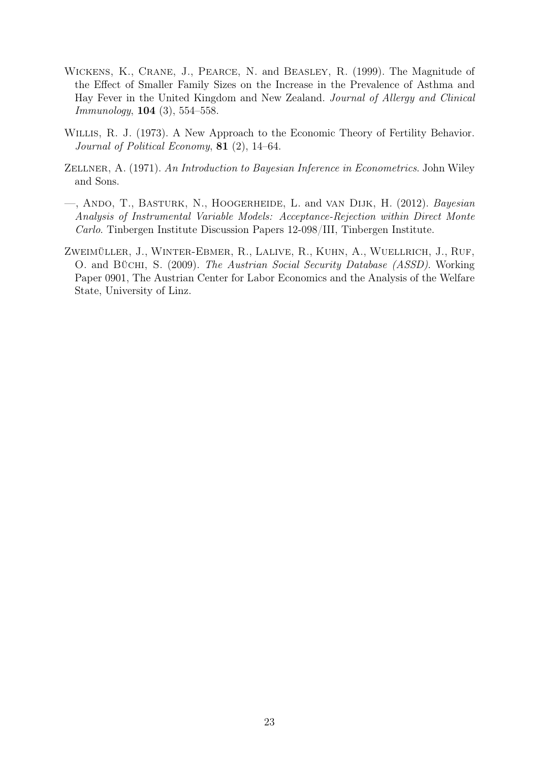Wickens, K., Crane, J., Pearce, N. and Beasley, R. (1999). The Magnitude of the Effect of Smaller Family Sizes on the Increase in the Prevalence of Asthma and Hay Fever in the United Kingdom and New Zealand. *Journal of Allergy and Clinical Immunology*, **104** (3), 554–558.

Willis, R. J. (1973). A New Approach to the Economic Theory of Fertility Behavior. *Journal of Political Economy*, **81** (2), 14–64.

Zellner, A. (1971). *An Introduction to Bayesian Inference in Econometrics*. John Wiley and Sons.

—, Ando, T., Basturk, N., Hoogerheide, L. and van Dijk, H. (2012). *Bayesian Analysis of Instrumental Variable Models: Acceptance-Rejection within Direct Monte Carlo*. Tinbergen Institute Discussion Papers 12-098/III, Tinbergen Institute.

Zweimüller, J., Winter-Ebmer, R., Lalive, R., Kuhn, A., Wuellrich, J., Ruf, O. and Büchi, S. (2009). *The Austrian Social Security Database (ASSD)*. Working Paper 0901, The Austrian Center for Labor Economics and the Analysis of the Welfare State, University of Linz.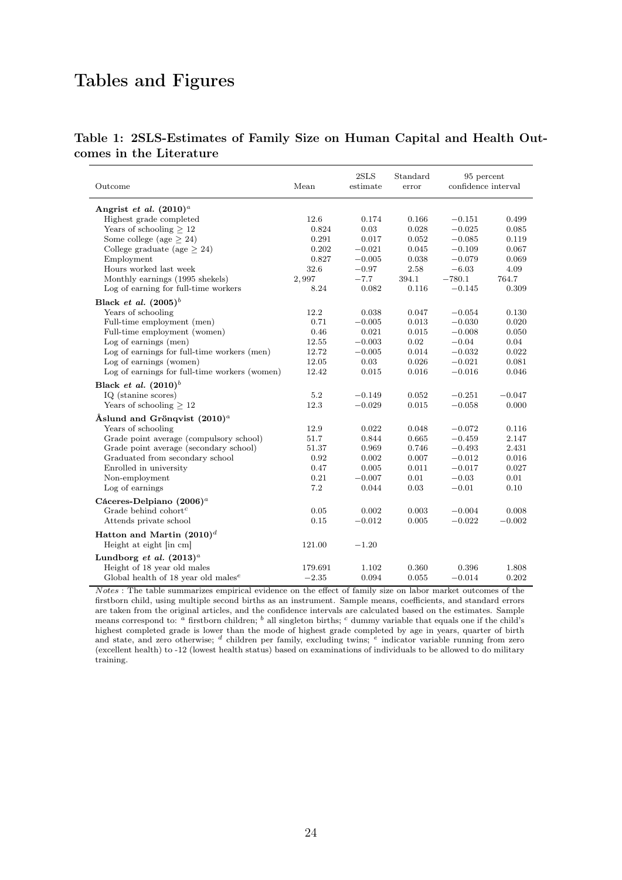# Tables and Figures

### Table 1: 2SLS-Estimates of Family Size on Human Capital and Health Outcomes in the Literature

| Outcome | Mean | 2SLS estimate | Standard error | 95 percent confidence interval | |
|---|---|---|---|---|---|
| **Angrist *et al.* (2010)**[a] | | | | | |
| Highest grade completed | 12.6 | 0.174 | 0.166 | −0.151 | 0.499 |
| Years of schooling ≥ 12 | 0.824 | 0.03 | 0.028 | −0.025 | 0.085 |
| Some college (age ≥ 24) | 0.291 | 0.017 | 0.052 | −0.085 | 0.119 |
| College graduate (age ≥ 24) | 0.202 | −0.021 | 0.045 | −0.109 | 0.067 |
| Employment | 0.827 | −0.005 | 0.038 | −0.079 | 0.069 |
| Hours worked last week | 32.6 | −0.97 | 2.58 | −6.03 | 4.09 |
| Monthly earnings (1995 shekels) | 2,997 | −7.7 | 394.1 | −780.1 | 764.7 |
| Log of earning for full-time workers | 8.24 | 0.082 | 0.116 | −0.145 | 0.309 |
| **Black *et al.* (2005)**[b] | | | | | |
| Years of schooling | 12.2 | 0.038 | 0.047 | −0.054 | 0.130 |
| Full-time employment (men) | 0.71 | −0.005 | 0.013 | −0.030 | 0.020 |
| Full-time employment (women) | 0.46 | 0.021 | 0.015 | −0.008 | 0.050 |
| Log of earnings (men) | 12.55 | −0.003 | 0.02 | −0.04 | 0.04 |
| Log of earnings for full-time workers (men) | 12.72 | −0.005 | 0.014 | −0.032 | 0.022 |
| Log of earnings (women) | 12.05 | 0.03 | 0.026 | −0.021 | 0.081 |
| Log of earnings for full-time workers (women) | 12.42 | 0.015 | 0.016 | −0.016 | 0.046 |
| **Black *et al.* (2010)**[b] | | | | | |
| IQ (stanine scores) | 5.2 | −0.149 | 0.052 | −0.251 | −0.047 |
| Years of schooling ≥ 12 | 12.3 | −0.029 | 0.015 | −0.058 | 0.000 |
| **Åslund and Grönqvist (2010)**[a] | | | | | |
| Years of schooling | 12.9 | 0.022 | 0.048 | −0.072 | 0.116 |
| Grade point average (compulsory school) | 51.7 | 0.844 | 0.665 | −0.459 | 2.147 |
| Grade point average (secondary school) | 51.37 | 0.969 | 0.746 | −0.493 | 2.431 |
| Graduated from secondary school | 0.92 | 0.002 | 0.007 | −0.012 | 0.016 |
| Enrolled in university | 0.47 | 0.005 | 0.011 | −0.017 | 0.027 |
| Non-employment | 0.21 | −0.007 | 0.01 | −0.03 | 0.01 |
| Log of earnings | 7.2 | 0.044 | 0.03 | −0.01 | 0.10 |
| **Cáceres-Delpiano (2006)**[a] | | | | | |
| Grade behind cohort[c] | 0.05 | 0.002 | 0.003 | −0.004 | 0.008 |
| Attends private school | 0.15 | −0.012 | 0.005 | −0.022 | −0.002 |
| **Hatton and Martin (2010)**[d] | | | | | |
| Height at eight [in cm] | 121.00 | −1.20 | | | |
| **Lundborg *et al.* (2013)**[a] | | | | | |
| Height of 18 year old males | 179.691 | 1.102 | 0.360 | 0.396 | 1.808 |
| Global health of 18 year old males[e] | −2.35 | 0.094 | 0.055 | −0.014 | 0.202 |

*Notes* : The table summarizes empirical evidence on the effect of family size on labor market outcomes of the firstborn child, using multiple second births as an instrument. Sample means, coefficients, and standard errors are taken from the original articles, and the confidence intervals are calculated based on the estimates. Sample means correspond to: [a] firstborn children; [b] all singleton births; [c] dummy variable that equals one if the child's highest completed grade is lower than the mode of highest grade completed by age in years, quarter of birth and state, and zero otherwise; [d] children per family, excluding twins; [e] indicator variable running from zero (excellent health) to -12 (lowest health status) based on examinations of individuals to be allowed to do military training.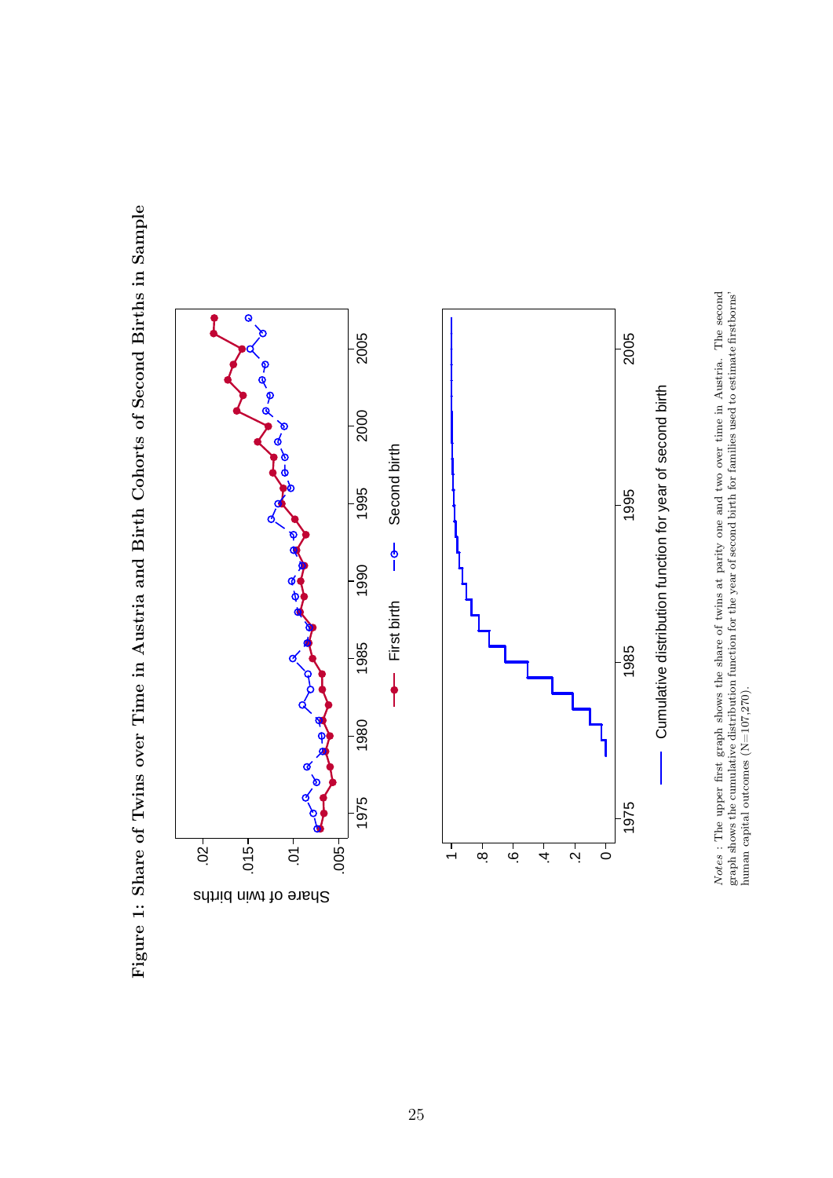# Figure 1: Share of Twins over Time in Austria and Birth Cohorts of Second Births in Sample

*Notes* : The upper first graph shows the share of twins at parity one and two over time in Austria. The second graph shows the cumulative distribution function for the year of second birth for families used to estimate firstborns' human capital outcomes (N=107,270).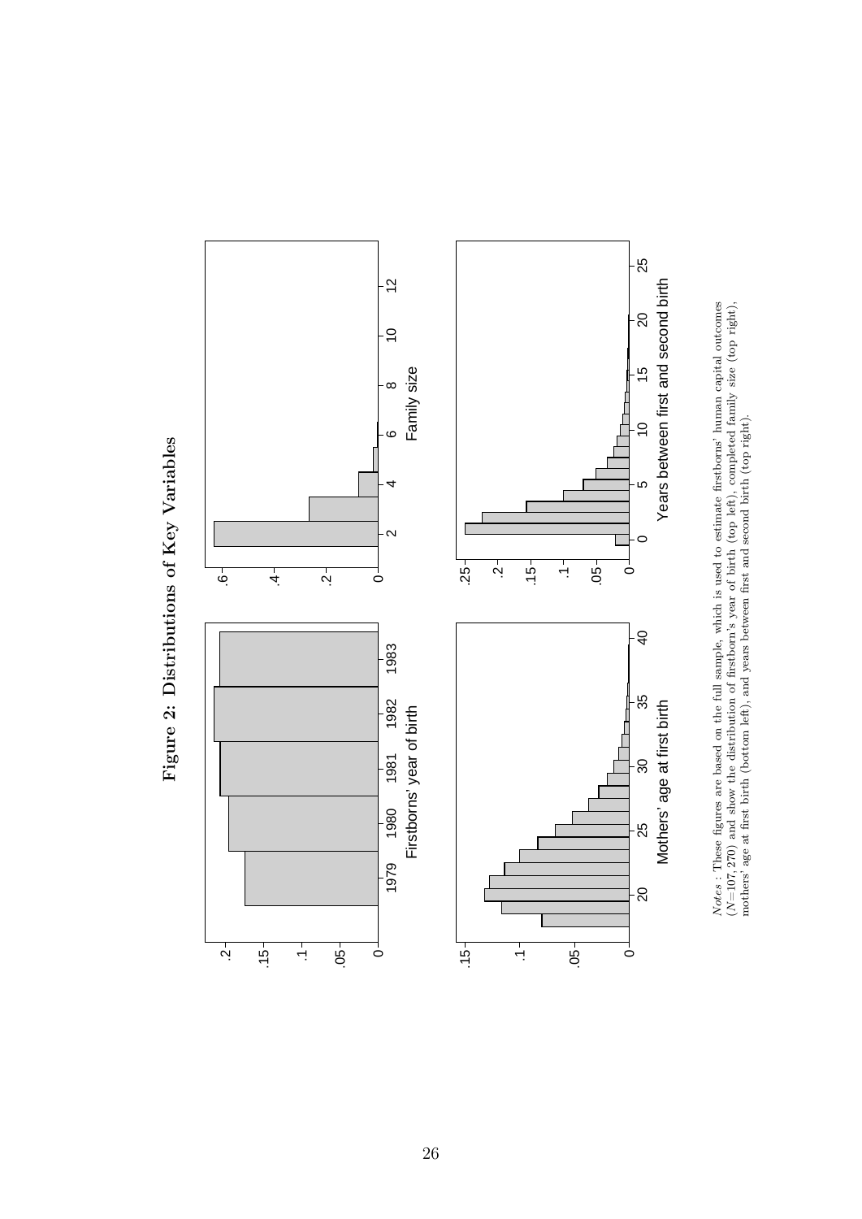**Figure 2: Distributions of Key Variables**

*Notes* : These figures are based on the full sample, which is used to estimate firstborns' human capital outcomes ($N$=107, 270) and show the distribution of firstborn's year of birth (top left), completed family size (top right), mothers' age at first birth (bottom left), and years between first and second birth (top right).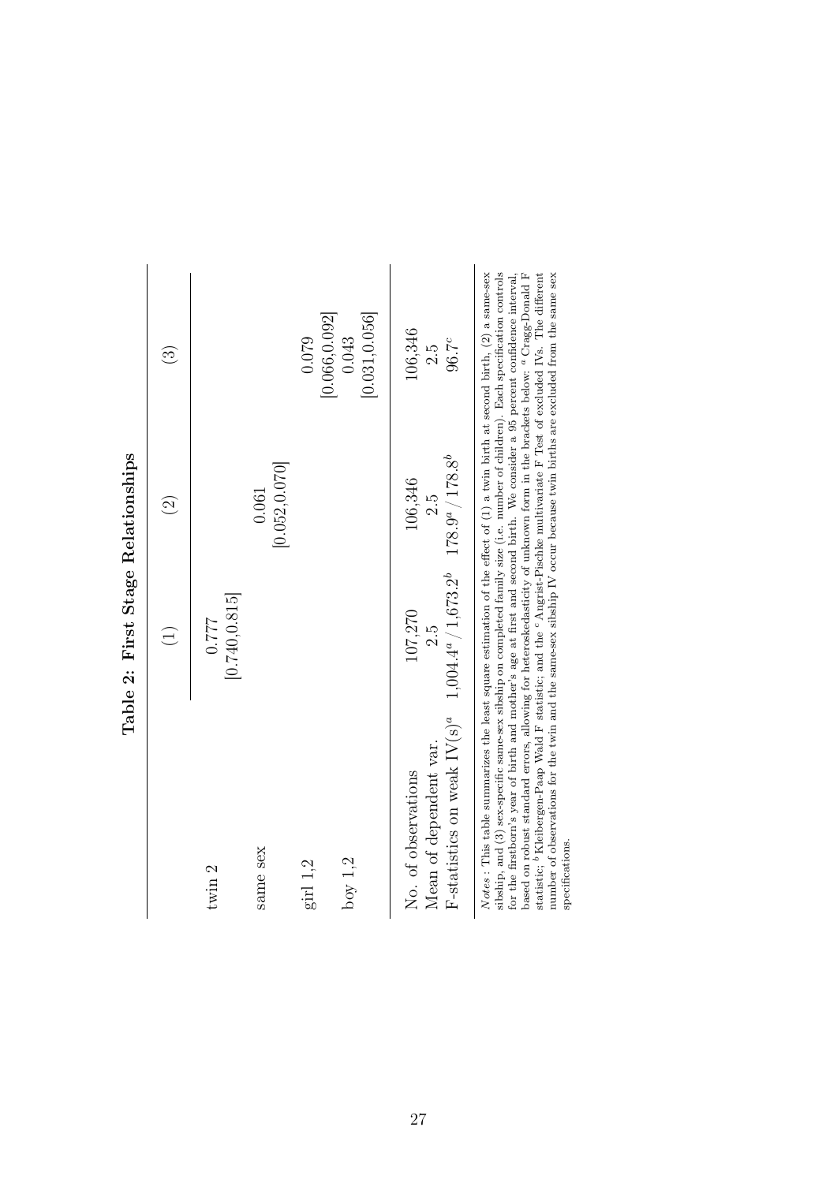# Table 2: First Stage Relationships

| | (1) | (2) | (3) |
|---|---|---|---|
| twin 2 | 0.777 | | |
| | [0.740,0.815] | | |
| same sex | | 0.061 | |
| | | [0.052,0.070] | |
| girl 1,2 | | | 0.079 |
| | | | [0.066,0.092] |
| boy 1,2 | | | 0.043 |
| | | | [0.031,0.056] |
| No. of observations | 107,270 | 106,346 | 106,346 |
| Mean of dependent var. | 2.5 | 2.5 | 2.5 |
| F-statistics on weak IV(s)[a] | 1,004.4[a] / 1,673.2[b] | 178.9[a] / 178.8[b] | 96.7[c] |

*Notes*: This table summarizes the least square estimation of the effect of (1) a twin birth at second birth, (2) a same-sex sibship, and (3) sex-specific same-sex sibship on completed family size (i.e. number of children). Each specification controls for the firstborn's year of birth and mother's age at first and second birth. We consider a 95 percent confidence interval, based on robust standard errors, allowing for heteroskedasticity of unknown form in the brackets below: [a] Cragg-Donald F statistic; [b] Kleibergen-Paap Wald F statistic; and the [c] Angrist-Pischke multivariate F Test of excluded IVs. The different number of observations for the twin and the same-sex sibship IV occur because twin births are excluded from the same sex specifications.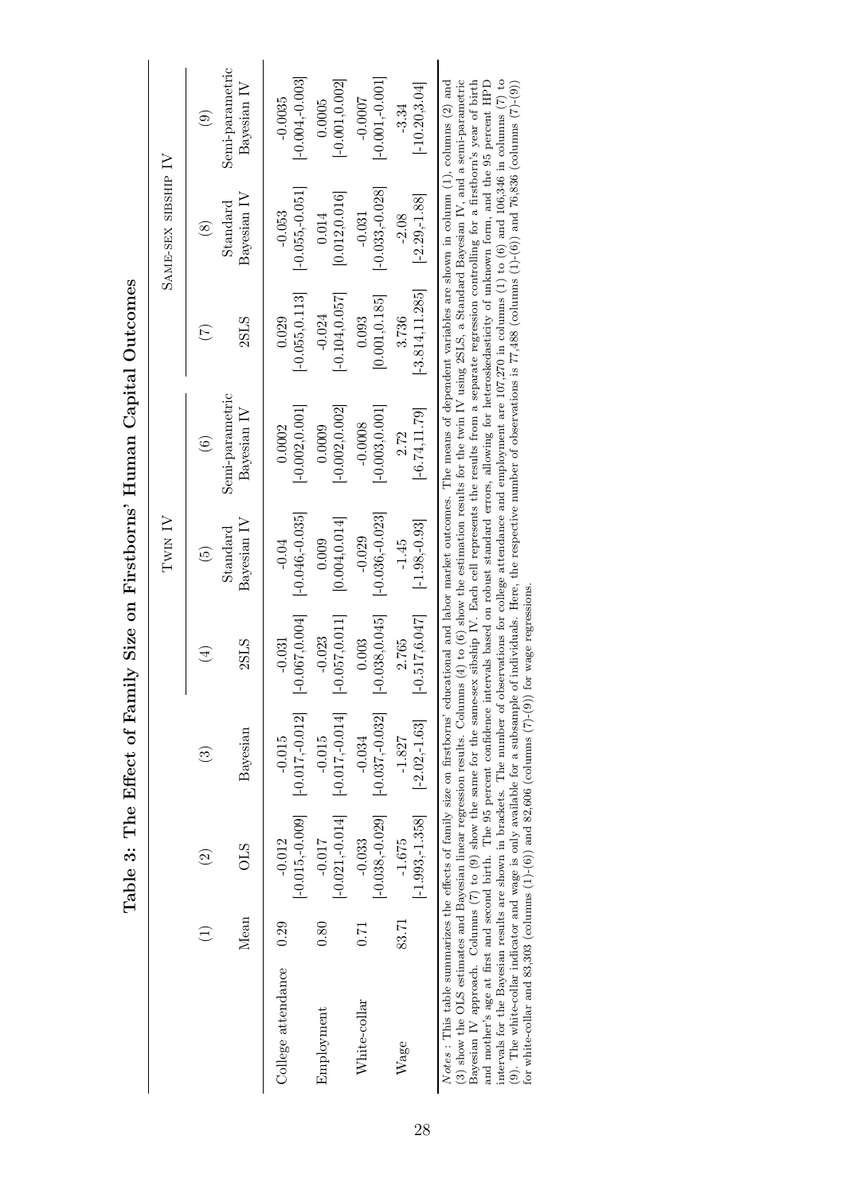**Table 3: The Effect of Family Size on Firstborns' Human Capital Outcomes**

| | (1) | (2) | (3) | Twin IV (4) | (5) | (6) | Same-sex sibship IV (7) | (8) | (9) |
|---|---|---|---|---|---|---|---|---|---|
| | Mean | OLS | Bayesian | 2SLS | Standard Bayesian IV | Semi-parametric Bayesian IV | 2SLS | Standard Bayesian IV | Semi-parametric Bayesian IV |
| College attendance | 0.29 | -0.012 | -0.015 | -0.031 | -0.04 | 0.0002 | 0.029 | -0.053 | -0.0035 |
| | | [-0.015,-0.009] | [-0.017,-0.012] | [-0.067,0.004] | [-0.046,-0.035] | [-0.002,0.001] | [-0.055,0.113] | [-0.055,-0.051] | [-0.004,-0.003] |
| Employment | 0.80 | -0.017 | -0.015 | -0.023 | 0.009 | 0.0009 | -0.024 | 0.014 | 0.0005 |
| | | [-0.021,-0.014] | [-0.017,-0.014] | [-0.057,0.011] | [0.004,0.014] | [-0.002,0.002] | [-0.104,0.057] | [0.012,0.016] | [-0.001,0.002] |
| White-collar | 0.71 | -0.033 | -0.034 | 0.003 | -0.029 | -0.0008 | 0.093 | -0.031 | -0.0007 |
| | | [-0.038,-0.029] | [-0.037,-0.032] | [-0.038,0.045] | [-0.036,-0.023] | [-0.003,0.001] | [0.001,0.185] | [-0.033,-0.028] | [-0.001,-0.001] |
| Wage | 83.71 | -1.675 | -1.827 | 2.765 | -1.45 | 2.72 | 3.736 | -2.08 | -3.34 |
| | | [-1.993,-1.358] | [-2.02,-1.63] | [-0.517,6.047] | [-1.98,-0.93] | [-6.74,11.79] | [-3.814,11.285] | [-2.29,-1.88] | [-10.20,3.04] |

*Notes* : This table summarizes the effects of family size on firstborns' educational and labor market outcomes. The means of dependent variables are shown in column (1), columns (2) and (3) show the OLS estimates and Bayesian linear regression results. Columns (4) to (6) show the estimation results for the twin IV using 2SLS, a Standard Bayesian IV, and a semi-parametric Bayesian IV approach. Columns (7) to (9) show the same for the same-sex sibship IV. Each cell represents the results from a separate regression controlling for a firstborn's year of birth and mother's age at first and second birth. The 95 percent confidence intervals based on robust standard errors, allowing for heteroskedasticity of unknown form, and the 95 percent HPD intervals for the Bayesian results are shown in brackets. The number of observations for college attendance and employment are 107,270 in columns (1) to (6) and 106,346 in columns (7) to (9). The white-collar indicator and wage is only available for a subsample of individuals. Here, the respective number of observations is 77,488 (columns (1)-(6)) and 76,836 (columns (7)-(9)) for white-collar and 83,303 (columns (1)-(6)) and 82,606 (columns (7)-(9)) for wage regressions.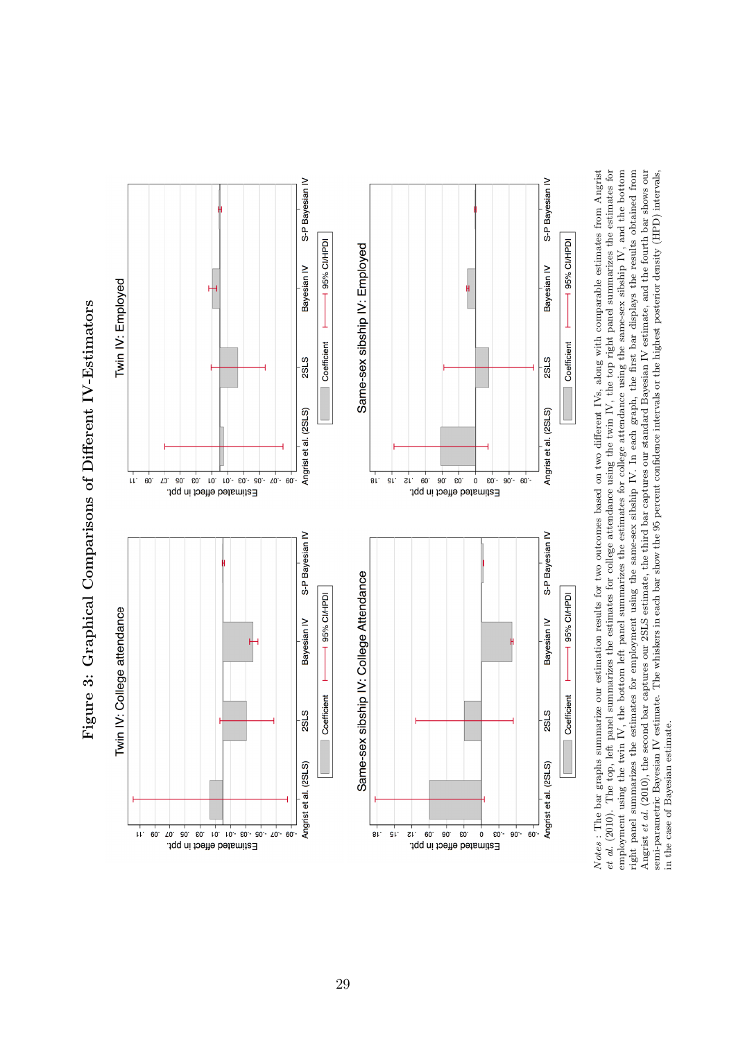# Figure 3: Graphical Comparisons of Different IV-Estimators

*Notes*: The bar graphs summarize our estimation results for two outcomes based on two different IVs, along with comparable estimates from Angrist *et al.* (2010). The top, left panel summarizes the estimates for college attendance using the twin IV, the top right panel summarizes the estimates for employment using the twin IV, the bottom left panel summarizes the estimates for college attendance using the same-sex sibship IV, and the bottom right panel summarizes the estimates for employment using the same-sex sibship IV. In each graph, the first bar displays the results obtained from Angrist *et al.* (2010), the second bar captures our 2SLS estimate, the third bar captures our standard Bayesian IV estimate, and the fourth bar shows our semi-parametric Bayesian IV estimate. The whiskers in each bar show the 95 percent confidence intervals or the highest posterior density (HPD) intervals, in the case of Bayesian estimate.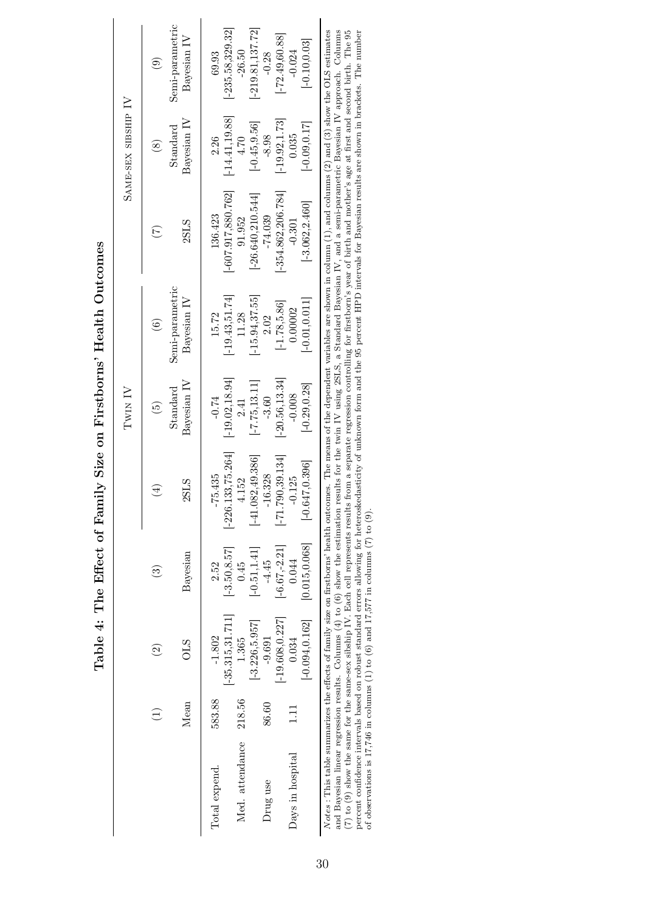# Table 4: The Effect of Family Size on Firstborns' Health Outcomes

| | (1) | (2) | (3) | (4) | (5) | (6) | (7) | (8) | (9) |
|---|---|---|---|---|---|---|---|---|---|
| | | | | Twin IV | | | Same-sex sibship IV | | |
| | Mean | OLS | Bayesian | 2SLS | Standard Bayesian IV | Semi-parametric Bayesian IV | 2SLS | Standard Bayesian IV | Semi-parametric Bayesian IV |
| Total expend. | 583.88 | -1.802 | 2.52 | -75.435 | -0.74 | 15.72 | 136.423 | 2.26 | 69.93 |
| | | [-35.315,31.711] | [-3.50,8.57] | [-226.133,75.264] | [-19.02,18.94] | [-19.43,51.74] | [-607.917,880.762] | [-14.41,19.88] | [-235.58,329.32] |
| Med. attendance | 218.56 | 1.365 | 0.45 | 4.152 | 2.41 | 11.28 | 91.952 | 4.70 | -26.50 |
| | | [-3.226,5.957] | [-0.51,1.41] | [-41.082,49.386] | [-7.75,13.11] | [-15.94,37.55] | [-26.640,210.544] | [-0.45,9.56] | [-219.81,137.72] |
| Drug use | 86.60 | -9.691 | -4.45 | -16.328 | -3.60 | 2.02 | -74.039 | -8.98 | -0.28 |
| | | [-19.608,0.227] | [-6.67,-2.21] | [-71.790,39.134] | [-20.56,13.34] | [-1.78,5.86] | [-354.862,206.784] | [-19.92,1.73] | [-72.49,60.88] |
| Days in hospital | 1.11 | 0.034 | 0.044 | -0.125 | -0.008 | 0.00002 | -0.301 | 0.035 | -0.024 |
| | | [-0.094,0.162] | [0.015,0.068] | [-0.647,0.396] | [-0.29,0.28] | [-0.01,0.011] | [-3.062,2.460] | [-0.09,0.17] | [-0.10,0.03] |

*Notes* : This table summarizes the effects of family size on firstborns' health outcomes. The means of the dependent variables are shown in column (1), and columns (2) and (3) show the OLS estimates and Bayesian linear regression results. Columns (4) to (6) show the estimation results for the twin IV using 2SLS, a Standard Bayesian IV, and a semi-parametric Bayesian IV approach. Columns (7) to (9) show the same for the same-sex sibship IV. Each cell represents results from a separate regression controlling for firstborn's year of birth and mother's age at first and second birth. The 95 percent confidence intervals based on robust standard errors allowing for heteroskedasticity of unknown form and the 95 percent HPD intervals for Bayesian results are shown in brackets. The number of observations is 17,746 in columns (1) to (6) and 17,577 in columns (7) to (9).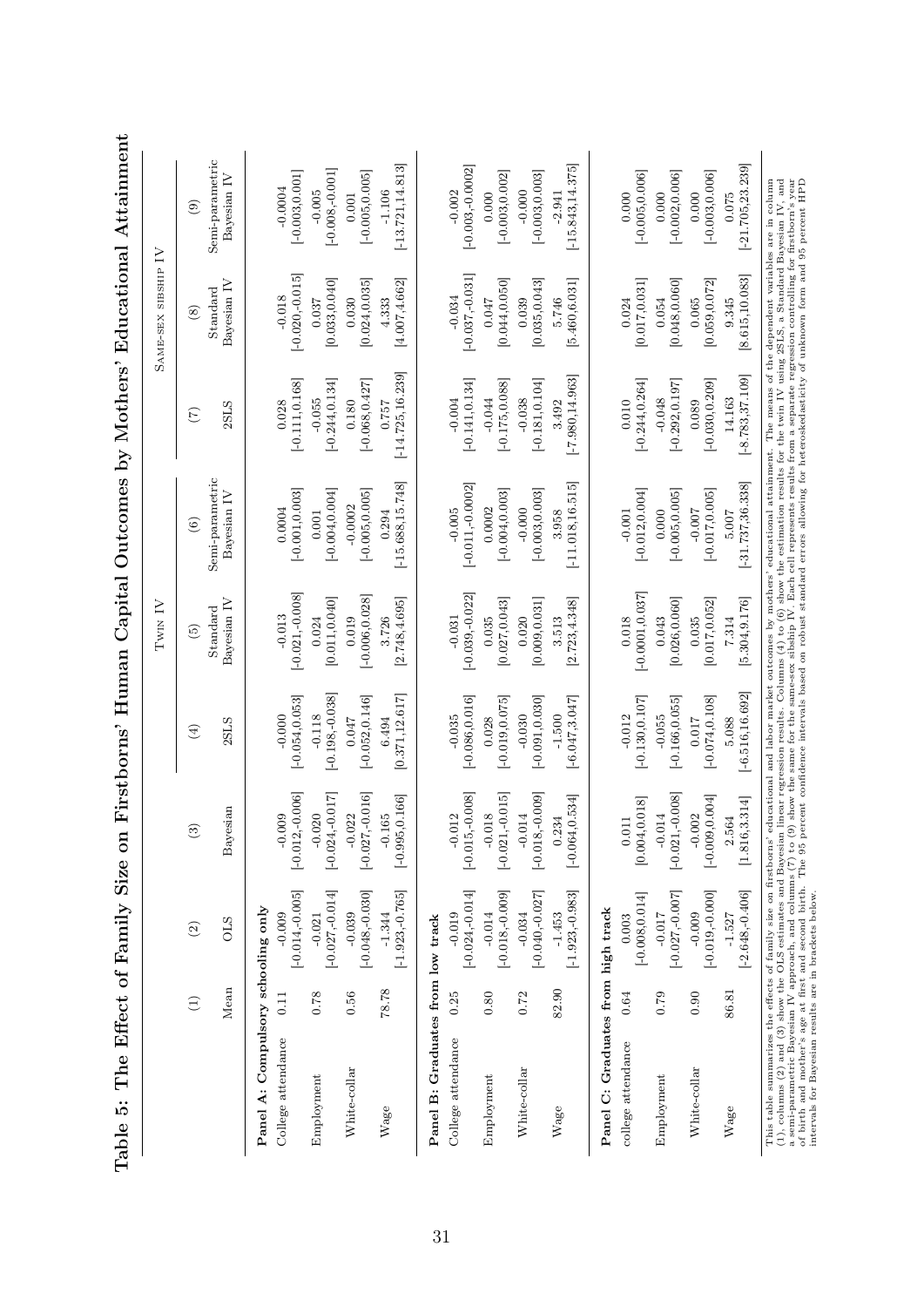# Table 5: The Effect of Family Size on Firstborns' Human Capital Outcomes by Mothers' Educational Attainment

| | (1) | (2) | (3) | (4) | (5) | (6) | (7) | (8) | (9) |
|---|---|---|---|---|---|---|---|---|---|
| | | | | Twin IV | | | Same-sex sibship IV | | |
| | Mean | OLS | Bayesian | 2SLS | Standard Bayesian IV | Semi-parametric Bayesian IV | 2SLS | Standard Bayesian IV | Semi-parametric Bayesian IV |
| **Panel A: Compulsory schooling only** | | | | | | | | | |
| College attendance | 0.11 | -0.009 | -0.009 | -0.000 | -0.013 | 0.0004 | 0.028 | -0.018 | -0.0004 |
| | | [-0.014,-0.005] | [-0.012,-0.006] | [-0.054,0.053] | [-0.021,-0.008] | [-0.001,0.003] | [-0.111,0.168] | [-0.020,-0.015] | [-0.003,0.001] |
| Employment | 0.78 | -0.021 | -0.020 | -0.118 | 0.024 | 0.001 | -0.055 | 0.037 | -0.005 |
| | | [-0.027,-0.014] | [-0.024,-0.017] | [-0.198,-0.038] | [0.011,0.040] | [-0.004,0.004] | [-0.244,0.134] | [0.033,0.040] | [-0.008,-0.001] |
| White-collar | 0.56 | -0.039 | -0.022 | 0.047 | 0.019 | -0.0002 | 0.180 | 0.030 | 0.001 |
| | | [-0.048,-0.030] | [-0.027,-0.016] | [-0.052,0.146] | [-0.006,0.028] | [-0.005,0.005] | [-0.068,0.427] | [0.024,0.035] | [-0.005,0.005] |
| Wage | 78.78 | -1.344 | -0.165 | 6.494 | 3.726 | 0.294 | 0.757 | 4.333 | -1.106 |
| | | [-1.923,-0.765] | [-0.995,0.166] | [0.371,12.617] | [2.748,4.695] | [-15.688,15.748] | [-14.725,16.239] | [4.007,4.662] | [-13.721,14.813] |
| **Panel B: Graduates from low track** | | | | | | | | | |
| College attendance | 0.25 | -0.019 | -0.012 | -0.035 | -0.031 | -0.005 | -0.004 | -0.034 | -0.002 |
| | | [-0.024,-0.014] | [-0.015,-0.008] | [-0.086,0.016] | [-0.039,-0.022] | [-0.011,-0.0002] | [-0.141,0.134] | [-0.037,-0.031] | [-0.003,-0.0002] |
| Employment | 0.80 | -0.014 | -0.018 | 0.028 | 0.035 | 0.0002 | -0.044 | 0.047 | 0.000 |
| | | [-0.018,-0.009] | [-0.021,-0.015] | [-0.019,0.075] | [0.027,0.043] | [-0.004,0.003] | [-0.175,0.088] | [0.044,0.050] | [-0.003,0.002] |
| White-collar | 0.72 | -0.034 | -0.014 | -0.030 | 0.020 | -0.000 | -0.038 | 0.039 | -0.000 |
| | | [-0.040,-0.027] | [-0.018,-0.009] | [-0.091,0.030] | [0.009,0.031] | [-0.003,0.003] | [-0.181,0.104] | [0.035,0.043] | [-0.003,0.003] |
| Wage | 82.90 | -1.453 | 0.234 | -1.500 | 3.513 | 3.958 | 3.492 | 5.746 | -2.941 |
| | | [-1.923,-0.983] | [-0.064,0.534] | [-6.047,3.047] | [2.723,4.348] | [-11.018,16.515] | [-7.980,14.963] | [5.460,6.031] | [-15.843,14.375] |
| **Panel C: Graduates from high track** | | | | | | | | | |
| college attendance | 0.64 | 0.003 | 0.011 | -0.012 | 0.018 | -0.001 | 0.010 | 0.024 | 0.000 |
| | | [-0.008,0.014] | [0.004,0.018] | [-0.130,0.107] | [-0.0001,0.037] | [-0.012,0.004] | [-0.244,0.264] | [0.017,0.031] | [-0.005,0.006] |
| Employment | 0.79 | -0.017 | -0.014 | -0.055 | 0.043 | 0.000 | -0.048 | 0.054 | 0.000 |
| | | [-0.027,-0.007] | [-0.021,-0.008] | [-0.166,0.055] | [0.026,0.060] | [-0.005,0.005] | [-0.292,0.197] | [0.048,0.060] | [-0.002,0.006] |
| White-collar | 0.90 | -0.009 | -0.002 | 0.017 | 0.035 | -0.007 | 0.089 | 0.065 | 0.000 |
| | | [-0.019,-0.000] | [-0.009,0.004] | [-0.074,0.108] | [0.017,0.052] | [-0.017,0.005] | [-0.030,0.209] | [0.059,0.072] | [-0.003,0.006] |
| Wage | 86.81 | -1.527 | 2.564 | 5.088 | 7.314 | 5.007 | 14.163 | 9.345 | 0.075 |
| | | [-2.648,-0.406] | [1.816,3.314] | [-6.516,16.692] | [5.304,9.176] | [-31.737,36.338] | [-8.783,37.109] | [8.615,10.083] | [-21.705,23.239] |

This table summarizes the effects of family size on firstborns' educational and labor market outcomes by mothers' educational attainment. The means of the dependent variables are in column (1), columns (2) and (3) show the OLS estimates and Bayesian linear regression results. Columns (4) to (6) show the estimation results for the twin IV using 2SLS, a Standard Bayesian IV, and a semi-parametric Bayesian IV approach, and columns (7) to (9) show the same for the same-sex sibship IV. Each cell represents results from a separate regression controlling for firstborn's year of birth and mother's age at first and second birth. The 95 percent confidence intervals based on robust standard errors allowing for heteroskedasticity of unknown form and 95 percent HPD intervals for Bayesian results are in brackets below.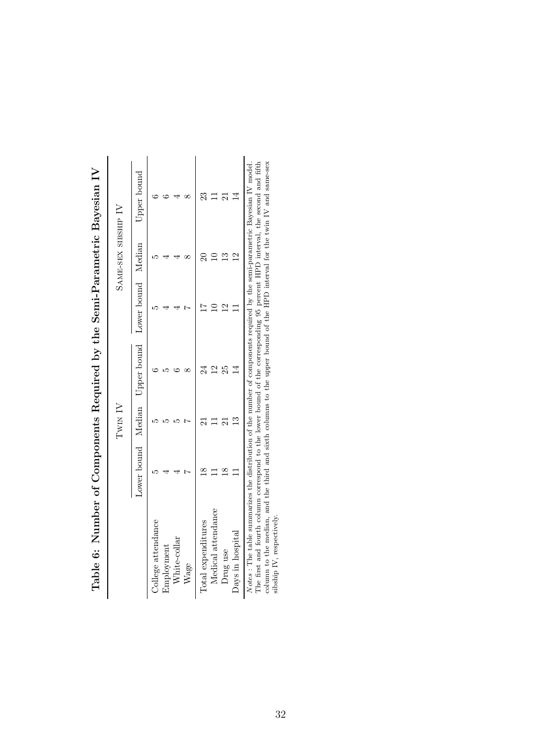# Table 6: Number of Components Required by the Semi-Parametric Bayesian IV

| | Twin IV | | | Same-sex sibship IV | | |
|---|---|---|---|---|---|---|
| | Lower bound | Median | Upper bound | Lower bound | Median | Upper bound |
| College attendance | 5 | 5 | 6 | 5 | 5 | 6 |
| Employment | 4 | 5 | 5 | 4 | 4 | 6 |
| White-collar | 4 | 5 | 6 | 4 | 4 | 4 |
| Wage | 7 | 7 | 8 | 7 | 8 | 8 |
| Total expenditures | 18 | 21 | 24 | 17 | 20 | 23 |
| Medical attendance | 11 | 11 | 12 | 10 | 10 | 11 |
| Drug use | 18 | 21 | 25 | 12 | 13 | 21 |
| Days in hospital | 11 | 13 | 14 | 11 | 12 | 14 |

*Notes* : The table summarizes the distribution of the number of components required by the semi-parametric Bayesian IV model. The first and fourth column correspond to the lower bound of the corresponding 95 percent HPD interval, the second and fifth column to the median, and the third and sixth columns to the upper bound of the HPD interval for the twin IV and same-sex sibship IV, respectively.